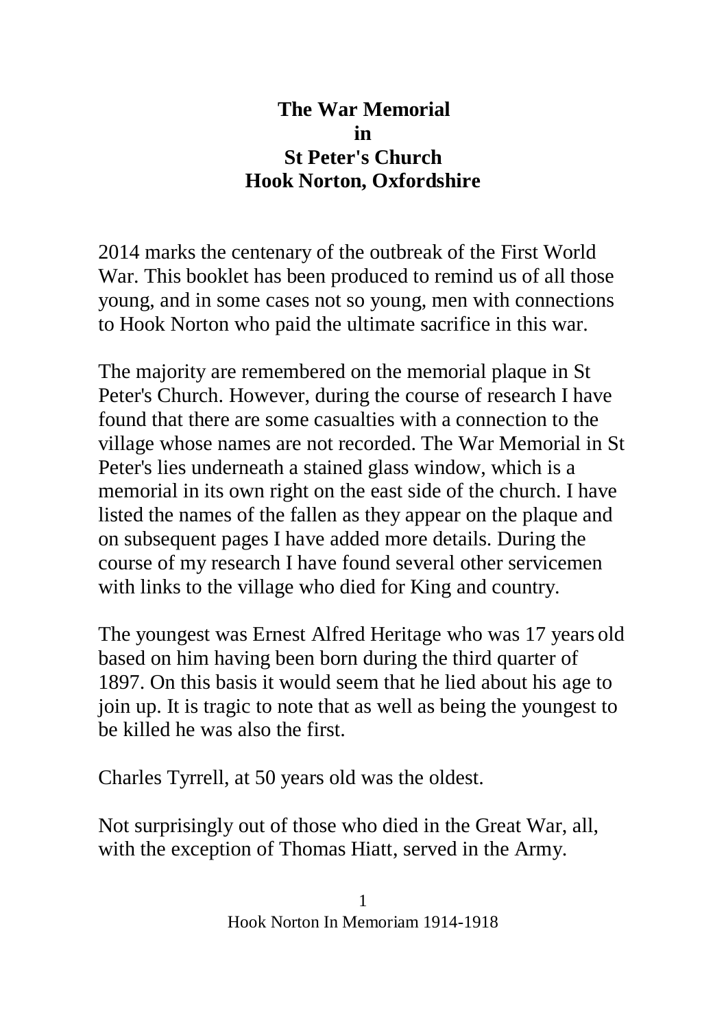# The War Memorial in St Peter's Church Hook Norton, Oxfordshire

2014 marks the centenary of the outbreak of the First World War. This booklet has been produced to remind us of all those young, and in some cases not so young, men with connections to Hook Norton who paid the ultimate sacrifice in this war.

The majority are remembered on the memorial plaque in St Peter's Church. However, during the course of research I have found that there are some casualties with a connection to the village whose names are not recorded. The War Memorial in St Peter's lies underneath a stained glass window, which is a memorial in its own right on the east side of the church. I have listed the names of the fallen as they appear on the plaque and on subsequent pages I have added more details. During the course of my research I have found several other servicemen with links to the village who died for King and country.

The youngest was Ernest Alfred Heritage who was 17 years old based on him having been born during the third quarter of 1897. On this basis it would seem that he lied about his age to join up. It is tragic to note that as well as being the youngest to be killed he was also the first.

Charles Tyrrell, at 50 years old was the oldest.

Not surprisingly out of those who died in the Great War, all, with the exception of Thomas Hiatt, served in the Army.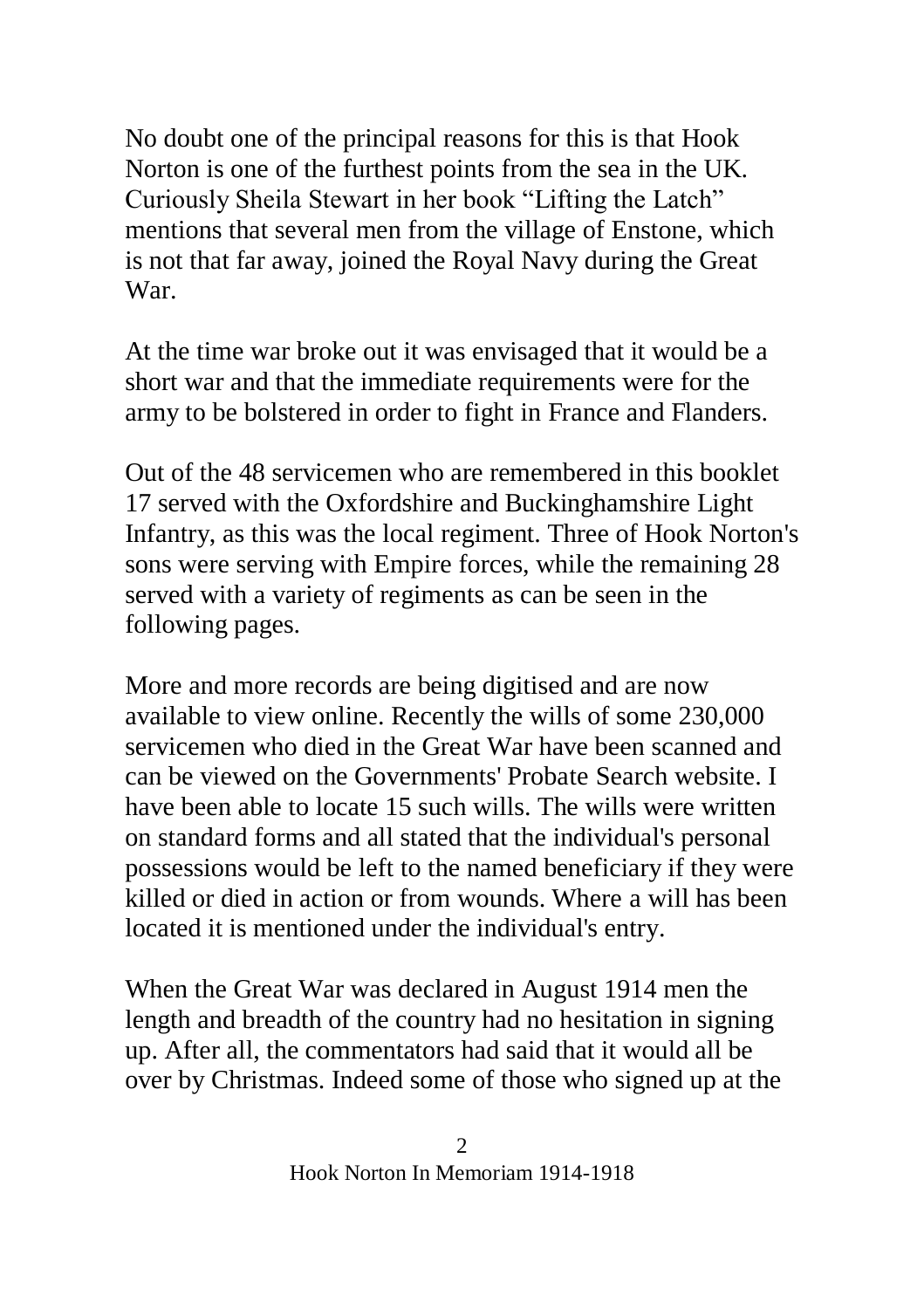No doubt one of the principal reasons for this is that Hook Norton is one of the furthest points from the sea in the UK. Curiously Sheila Stewart in her book “Lifting the Latch” mentions that several men from the village of Enstone, which is not that far away, joined the Royal Navy during the Great War.

At the time war broke out it was envisaged that it would be a short war and that the immediate requirements were for the army to be bolstered in order to fight in France and Flanders.

Out of the 48 servicemen who are remembered in this booklet 17 served with the Oxfordshire and Buckinghamshire Light Infantry, as this was the local regiment. Three of Hook Norton's sons were serving with Empire forces, while the remaining 28 served with a variety of regiments as can be seen in the following pages.

More and more records are being digitised and are now available to view online. Recently the wills of some 230,000 servicemen who died in the Great War have been scanned and can be viewed on the Governments' Probate Search website. I have been able to locate 15 such wills. The wills were written on standard forms and all stated that the individual's personal possessions would be left to the named beneficiary if they were killed or died in action or from wounds. Where a will has been located it is mentioned under the individual's entry.

When the Great War was declared in August 1914 men the length and breadth of the country had no hesitation in signing up. After all, the commentators had said that it would all be over by Christmas. Indeed some of those who signed up at the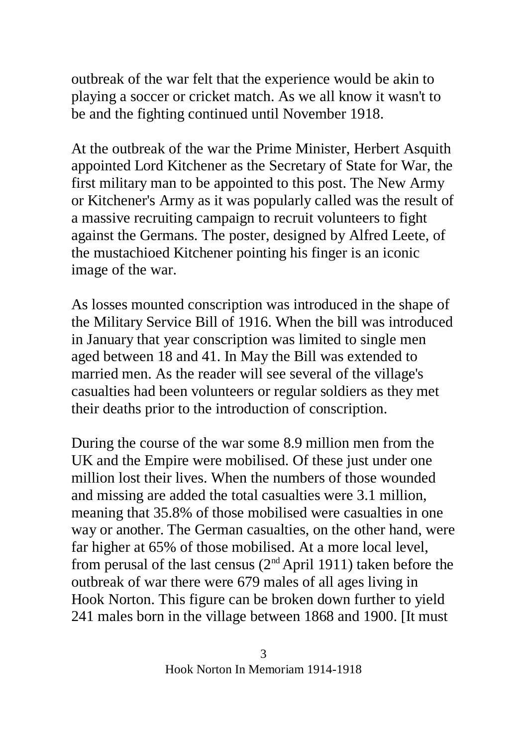outbreak of the war felt that the experience would be akin to playing a soccer or cricket match. As we all know it wasn't to be and the fighting continued until November 1918.

At the outbreak of the war the Prime Minister, Herbert Asquith appointed Lord Kitchener as the Secretary of State for War, the first military man to be appointed to this post. The New Army or Kitchener's Army as it was popularly called was the result of a massive recruiting campaign to recruit volunteers to fight against the Germans. The poster, designed by Alfred Leete, of the mustachioed Kitchener pointing his finger is an iconic image of the war.

As losses mounted conscription was introduced in the shape of the Military Service Bill of 1916. When the bill was introduced in January that year conscription was limited to single men aged between 18 and 41. In May the Bill was extended to married men. As the reader will see several of the village's casualties had been volunteers or regular soldiers as they met their deaths prior to the introduction of conscription.

During the course of the war some 8.9 million men from the UK and the Empire were mobilised. Of these just under one million lost their lives. When the numbers of those wounded and missing are added the total casualties were 3.1 million, meaning that 35.8% of those mobilised were casualties in one way or another. The German casualties, on the other hand, were far higher at 65% of those mobilised. At a more local level, from perusal of the last census (2nd April 1911) taken before the outbreak of war there were 679 males of all ages living in Hook Norton. This figure can be broken down further to yield 241 males born in the village between 1868 and 1900. [It must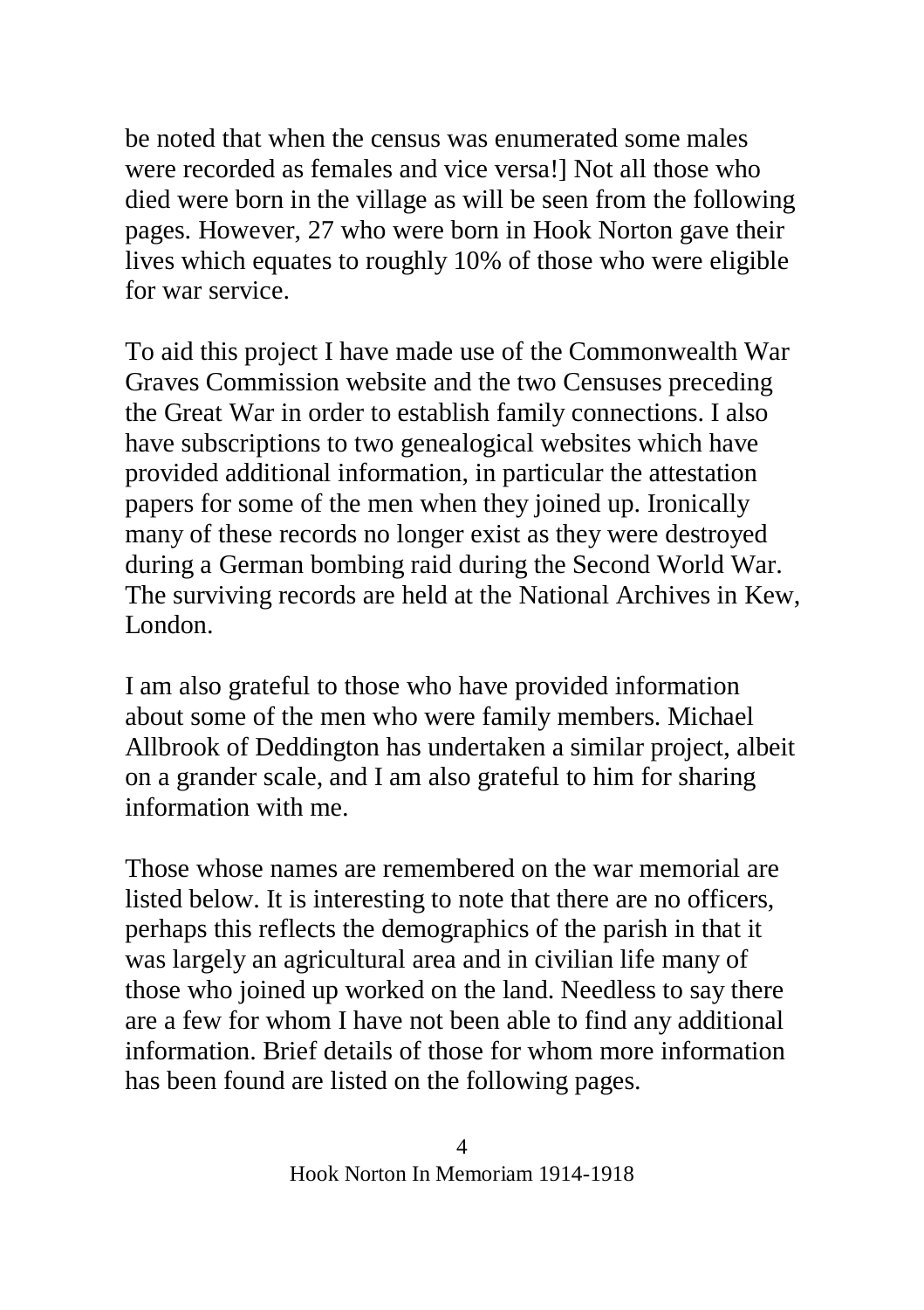be noted that when the census was enumerated some males were recorded as females and vice versa!] Not all those who died were born in the village as will be seen from the following pages. However, 27 who were born in Hook Norton gave their lives which equates to roughly 10% of those who were eligible for war service.

To aid this project I have made use of the Commonwealth War Graves Commission website and the two Censuses preceding the Great War in order to establish family connections. I also have subscriptions to two genealogical websites which have provided additional information, in particular the attestation papers for some of the men when they joined up. Ironically many of these records no longer exist as they were destroyed during a German bombing raid during the Second World War. The surviving records are held at the National Archives in Kew, London.

I am also grateful to those who have provided information about some of the men who were family members. Michael Allbrook of Deddington has undertaken a similar project, albeit on a grander scale, and I am also grateful to him for sharing information with me.

Those whose names are remembered on the war memorial are listed below. It is interesting to note that there are no officers, perhaps this reflects the demographics of the parish in that it was largely an agricultural area and in civilian life many of those who joined up worked on the land. Needless to say there are a few for whom I have not been able to find any additional information. Brief details of those for whom more information has been found are listed on the following pages.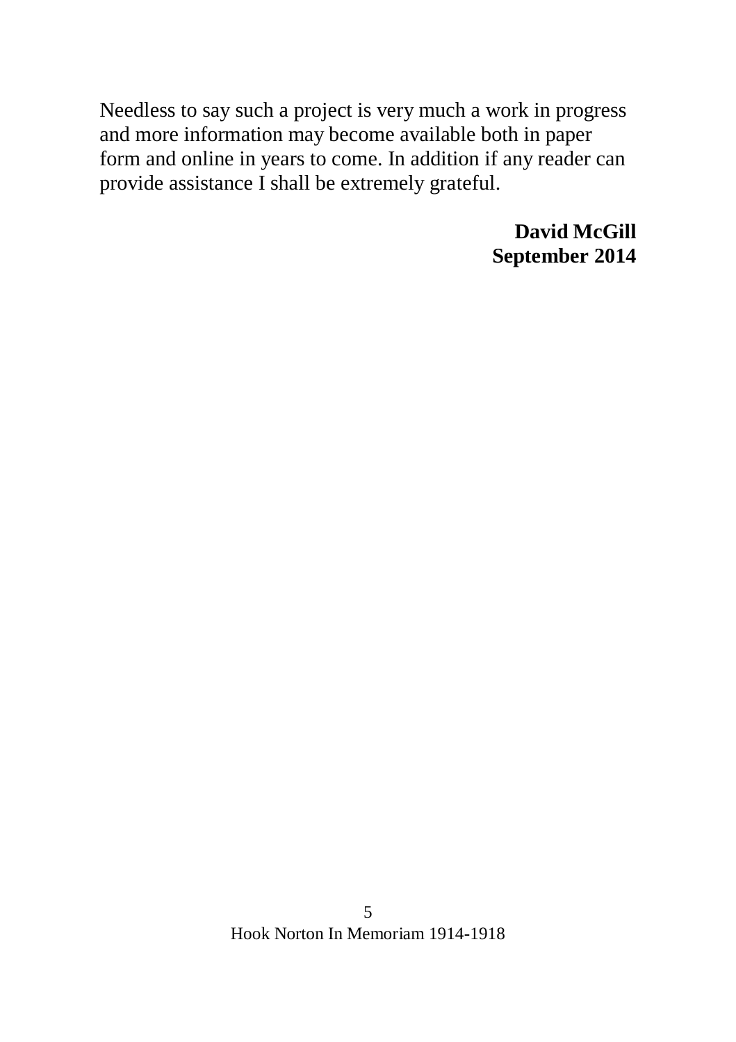Needless to say such a project is very much a work in progress and more information may become available both in paper form and online in years to come. In addition if any reader can provide assistance I shall be extremely grateful.

**David McGill**
**September 2014**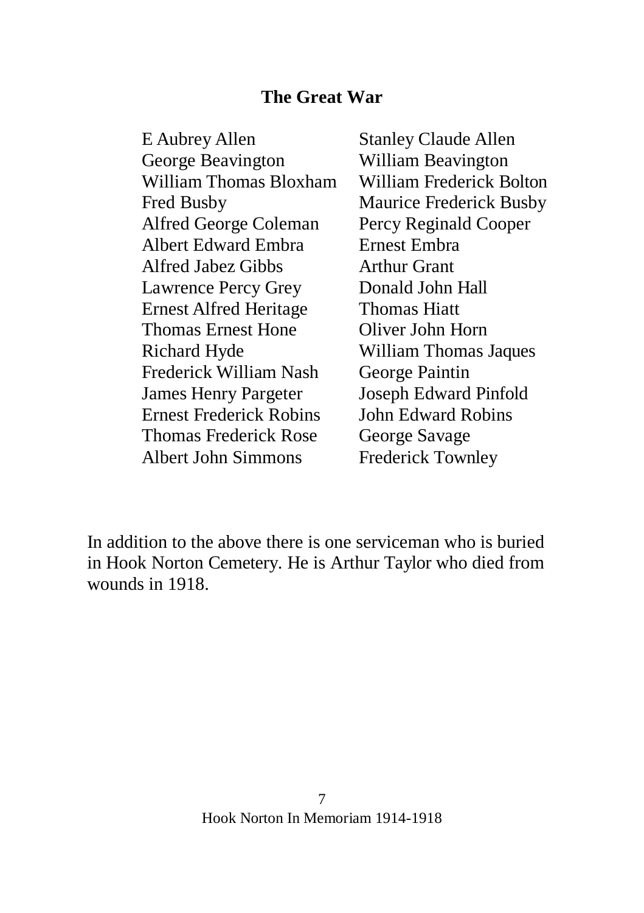## The Great War

E Aubrey Allen
Stanley Claude Allen
George Beavington
William Beavington
William Thomas Bloxham
William Frederick Bolton
Fred Busby
Maurice Frederick Busby
Alfred George Coleman
Percy Reginald Cooper
Albert Edward Embra
Ernest Embra
Alfred Jabez Gibbs
Arthur Grant
Lawrence Percy Grey
Donald John Hall
Ernest Alfred Heritage
Thomas Hiatt
Thomas Ernest Hone
Oliver John Horn
Richard Hyde
William Thomas Jaques
Frederick William Nash
George Paintin
James Henry Pargeter
Joseph Edward Pinfold
Ernest Frederick Robins
John Edward Robins
Thomas Frederick Rose
George Savage
Albert John Simmons
Frederick Townley

In addition to the above there is one serviceman who is buried in Hook Norton Cemetery. He is Arthur Taylor who died from wounds in 1918.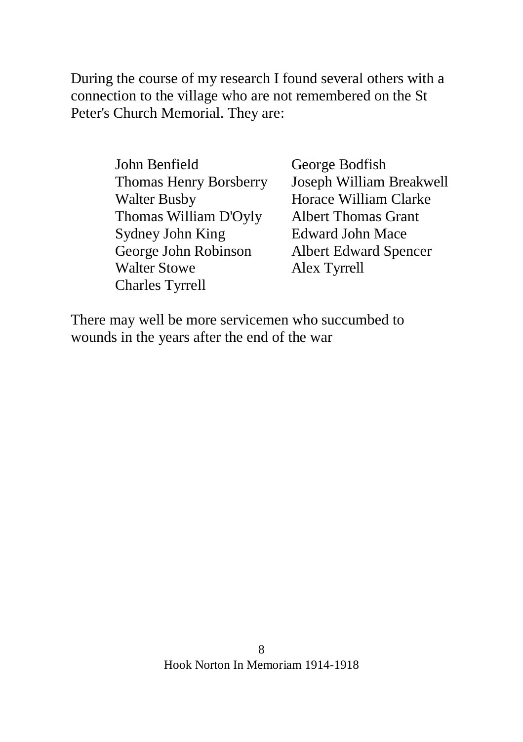During the course of my research I found several others with a connection to the village who are not remembered on the St Peter's Church Memorial. They are:

- John Benfield
- George Bodfish
- Thomas Henry Borsberry
- Joseph William Breakwell
- Walter Busby
- Horace William Clarke
- Thomas William D'Oyly
- Albert Thomas Grant
- Sydney John King
- Edward John Mace
- George John Robinson
- Albert Edward Spencer
- Walter Stowe
- Alex Tyrrell
- Charles Tyrrell

There may well be more servicemen who succumbed to wounds in the years after the end of the war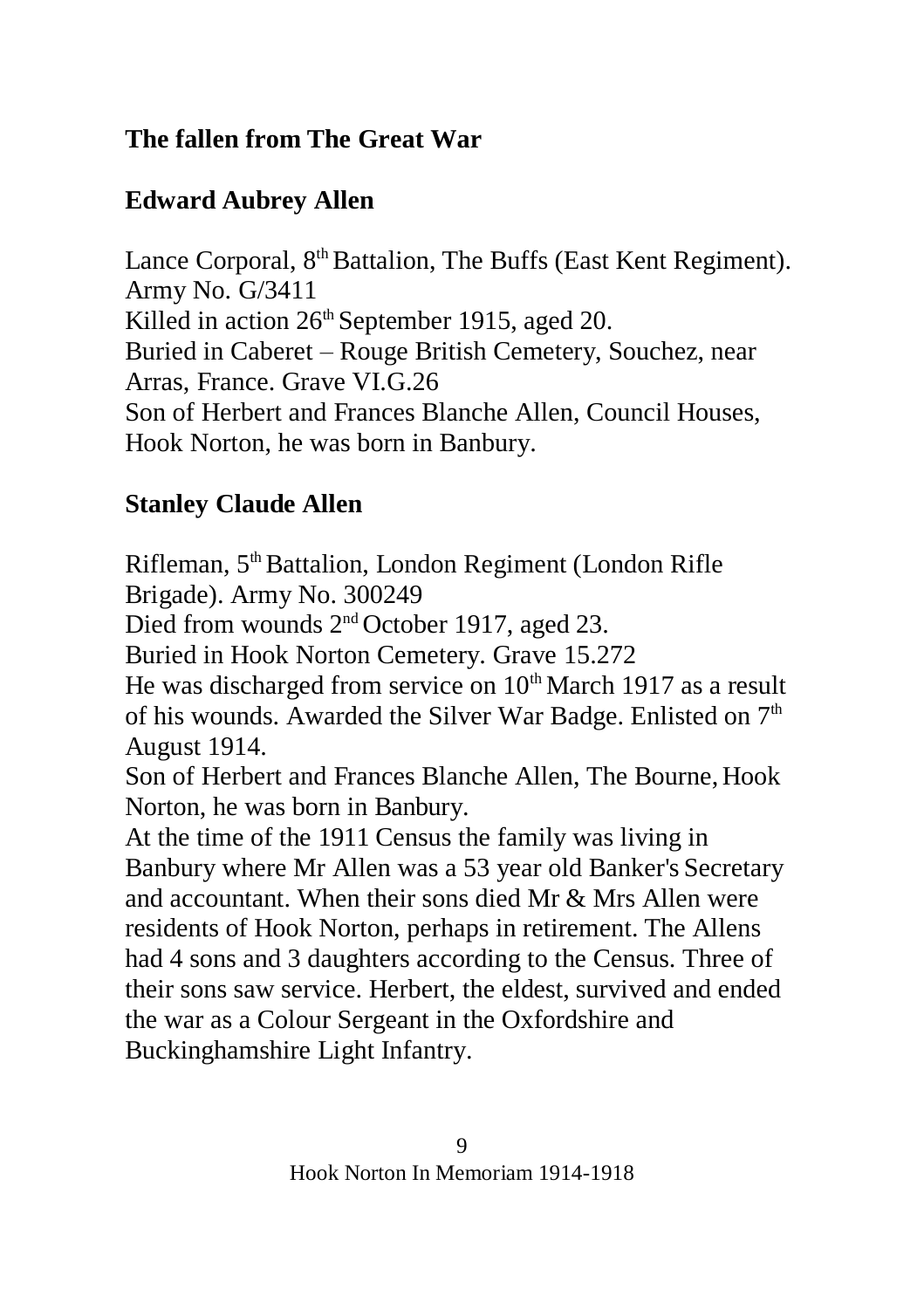## The fallen from The Great War

### Edward Aubrey Allen

Lance Corporal, 8th Battalion, The Buffs (East Kent Regiment). Army No. G/3411
Killed in action 26th September 1915, aged 20.
Buried in Caberet – Rouge British Cemetery, Souchez, near Arras, France. Grave VI.G.26
Son of Herbert and Frances Blanche Allen, Council Houses, Hook Norton, he was born in Banbury.

### Stanley Claude Allen

Rifleman, 5th Battalion, London Regiment (London Rifle Brigade). Army No. 300249
Died from wounds 2nd October 1917, aged 23.
Buried in Hook Norton Cemetery. Grave 15.272
He was discharged from service on 10th March 1917 as a result of his wounds. Awarded the Silver War Badge. Enlisted on 7th August 1914.
Son of Herbert and Frances Blanche Allen, The Bourne, Hook Norton, he was born in Banbury.
At the time of the 1911 Census the family was living in Banbury where Mr Allen was a 53 year old Banker's Secretary and accountant. When their sons died Mr & Mrs Allen were residents of Hook Norton, perhaps in retirement. The Allens had 4 sons and 3 daughters according to the Census. Three of their sons saw service. Herbert, the eldest, survived and ended the war as a Colour Sergeant in the Oxfordshire and Buckinghamshire Light Infantry.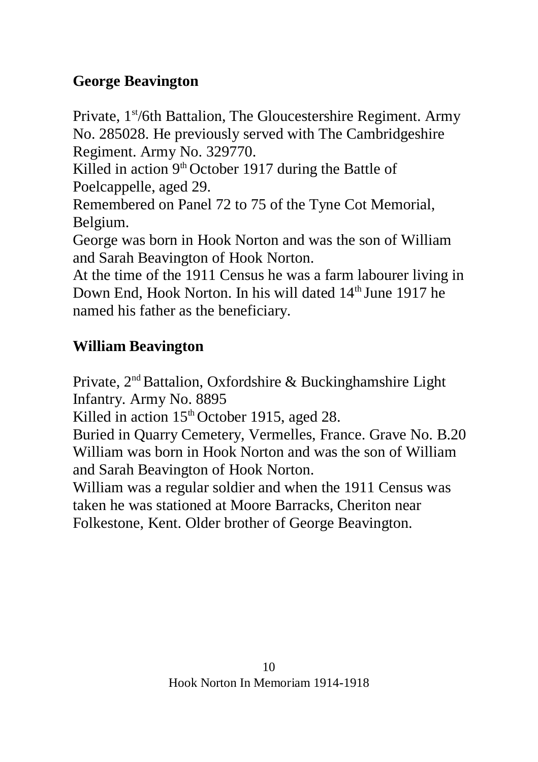## George Beavington

Private, 1st/6th Battalion, The Gloucestershire Regiment. Army No. 285028. He previously served with The Cambridgeshire Regiment. Army No. 329770.
Killed in action 9th October 1917 during the Battle of Poelcappelle, aged 29.
Remembered on Panel 72 to 75 of the Tyne Cot Memorial, Belgium.
George was born in Hook Norton and was the son of William and Sarah Beavington of Hook Norton.
At the time of the 1911 Census he was a farm labourer living in Down End, Hook Norton. In his will dated 14th June 1917 he named his father as the beneficiary.

## William Beavington

Private, 2nd Battalion, Oxfordshire & Buckinghamshire Light Infantry. Army No. 8895
Killed in action 15th October 1915, aged 28.
Buried in Quarry Cemetery, Vermelles, France. Grave No. B.20
William was born in Hook Norton and was the son of William and Sarah Beavington of Hook Norton.
William was a regular soldier and when the 1911 Census was taken he was stationed at Moore Barracks, Cheriton near Folkestone, Kent. Older brother of George Beavington.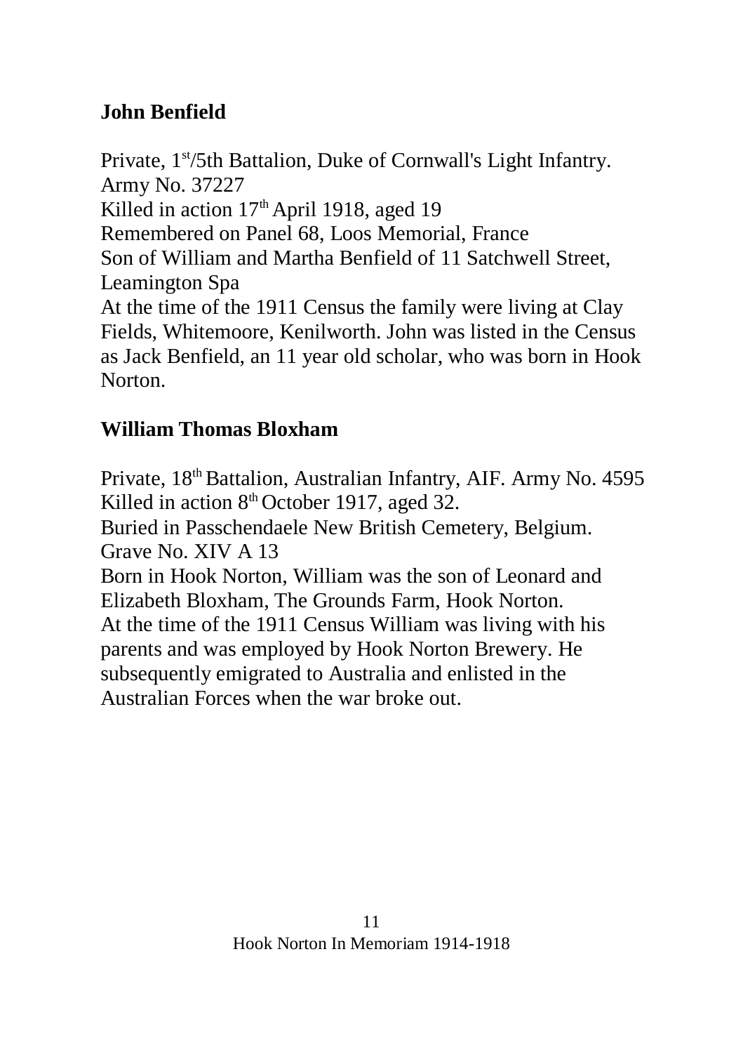## John Benfield

Private, 1st/5th Battalion, Duke of Cornwall's Light Infantry. Army No. 37227
Killed in action 17th April 1918, aged 19
Remembered on Panel 68, Loos Memorial, France
Son of William and Martha Benfield of 11 Satchwell Street, Leamington Spa
At the time of the 1911 Census the family were living at Clay Fields, Whitemoore, Kenilworth. John was listed in the Census as Jack Benfield, an 11 year old scholar, who was born in Hook Norton.

## William Thomas Bloxham

Private, 18th Battalion, Australian Infantry, AIF. Army No. 4595
Killed in action 8th October 1917, aged 32.
Buried in Passchendaele New British Cemetery, Belgium. Grave No. XIV A 13
Born in Hook Norton, William was the son of Leonard and Elizabeth Bloxham, The Grounds Farm, Hook Norton.
At the time of the 1911 Census William was living with his parents and was employed by Hook Norton Brewery. He subsequently emigrated to Australia and enlisted in the Australian Forces when the war broke out.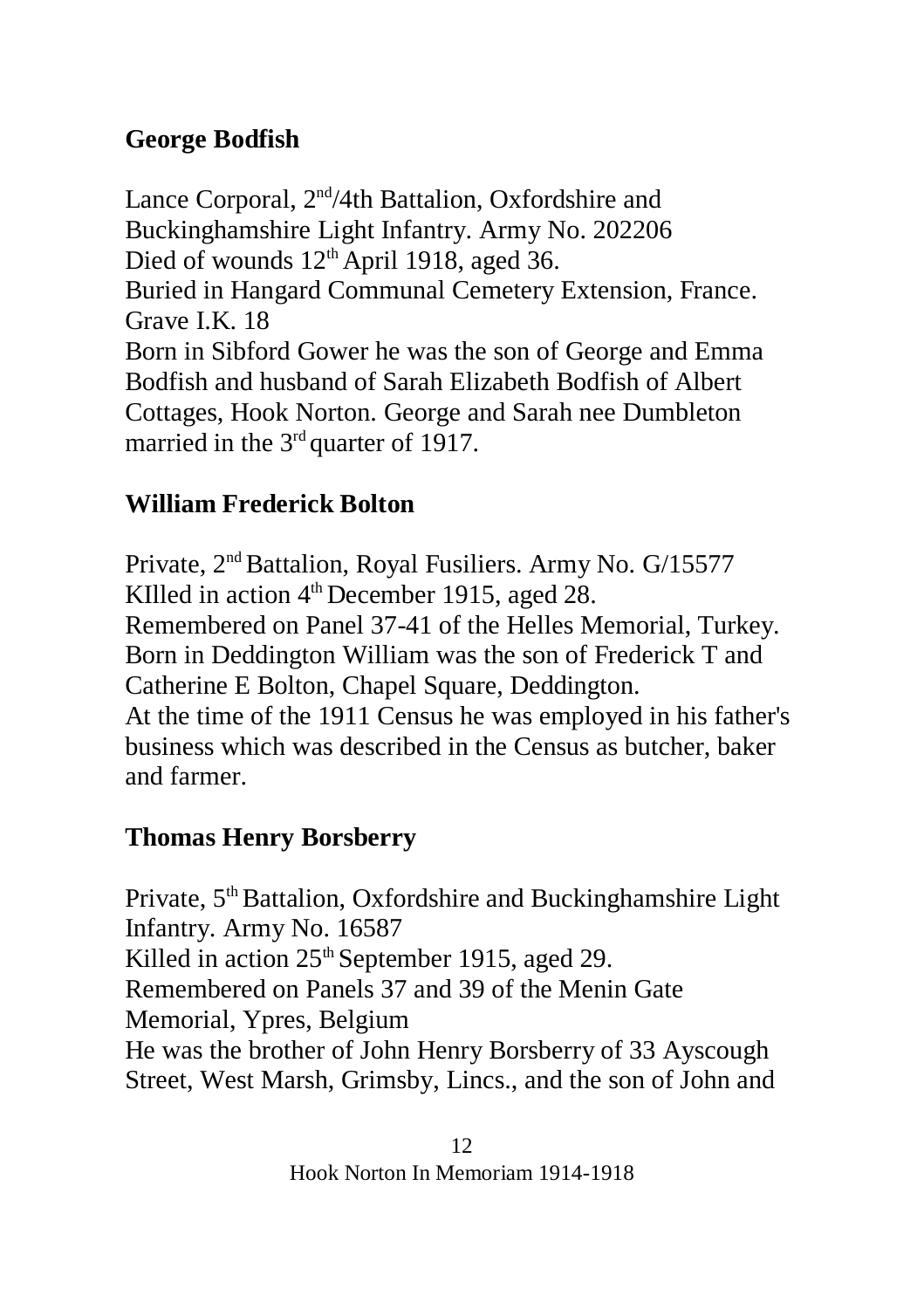## George Bodfish

Lance Corporal, 2nd/4th Battalion, Oxfordshire and Buckinghamshire Light Infantry. Army No. 202206
Died of wounds 12th April 1918, aged 36.
Buried in Hangard Communal Cemetery Extension, France. Grave I.K. 18
Born in Sibford Gower he was the son of George and Emma Bodfish and husband of Sarah Elizabeth Bodfish of Albert Cottages, Hook Norton. George and Sarah nee Dumbleton married in the 3rd quarter of 1917.

## William Frederick Bolton

Private, 2nd Battalion, Royal Fusiliers. Army No. G/15577
KIlled in action 4th December 1915, aged 28.
Remembered on Panel 37-41 of the Helles Memorial, Turkey.
Born in Deddington William was the son of Frederick T and Catherine E Bolton, Chapel Square, Deddington.
At the time of the 1911 Census he was employed in his father's business which was described in the Census as butcher, baker and farmer.

## Thomas Henry Borsberry

Private, 5th Battalion, Oxfordshire and Buckinghamshire Light Infantry. Army No. 16587
Killed in action 25th September 1915, aged 29.
Remembered on Panels 37 and 39 of the Menin Gate Memorial, Ypres, Belgium
He was the brother of John Henry Borsberry of 33 Ayscough Street, West Marsh, Grimsby, Lincs., and the son of John and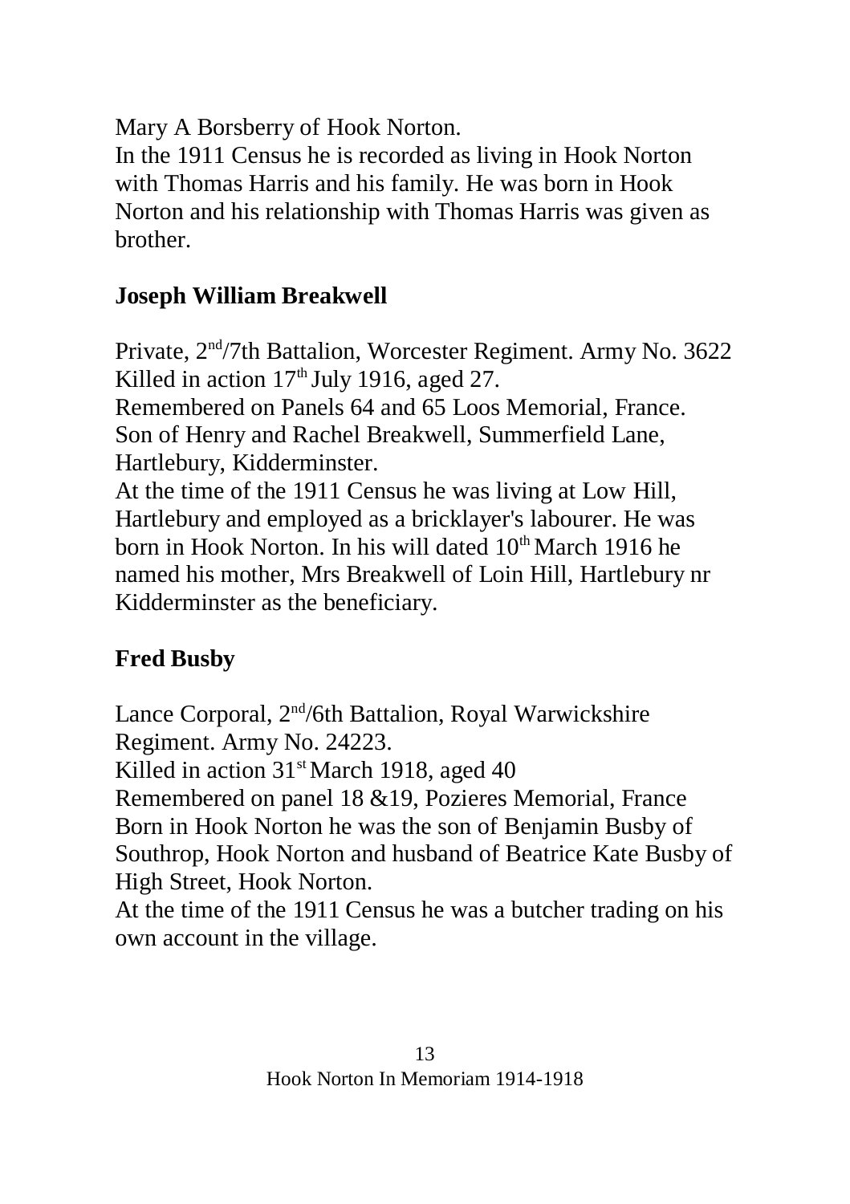Mary A Borsberry of Hook Norton.
In the 1911 Census he is recorded as living in Hook Norton with Thomas Harris and his family. He was born in Hook Norton and his relationship with Thomas Harris was given as brother.

## Joseph William Breakwell

Private, 2nd/7th Battalion, Worcester Regiment. Army No. 3622
Killed in action 17th July 1916, aged 27.
Remembered on Panels 64 and 65 Loos Memorial, France.
Son of Henry and Rachel Breakwell, Summerfield Lane, Hartlebury, Kidderminster.
At the time of the 1911 Census he was living at Low Hill, Hartlebury and employed as a bricklayer's labourer. He was born in Hook Norton. In his will dated 10th March 1916 he named his mother, Mrs Breakwell of Loin Hill, Hartlebury nr Kidderminster as the beneficiary.

## Fred Busby

Lance Corporal, 2nd/6th Battalion, Royal Warwickshire Regiment. Army No. 24223.
Killed in action 31st March 1918, aged 40
Remembered on panel 18 &19, Pozieres Memorial, France
Born in Hook Norton he was the son of Benjamin Busby of Southrop, Hook Norton and husband of Beatrice Kate Busby of High Street, Hook Norton.
At the time of the 1911 Census he was a butcher trading on his own account in the village.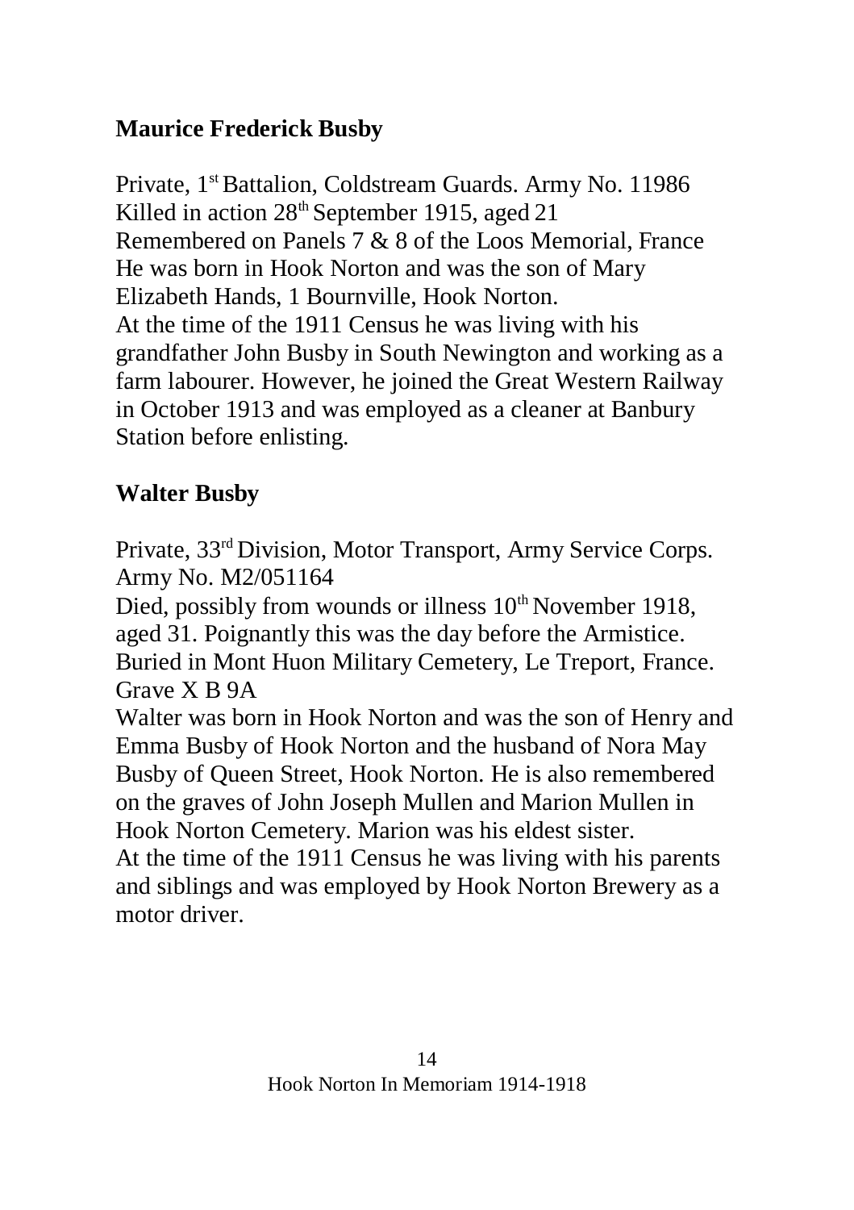## Maurice Frederick Busby

Private, 1st Battalion, Coldstream Guards. Army No. 11986
Killed in action 28th September 1915, aged 21
Remembered on Panels 7 & 8 of the Loos Memorial, France
He was born in Hook Norton and was the son of Mary Elizabeth Hands, 1 Bournville, Hook Norton.
At the time of the 1911 Census he was living with his grandfather John Busby in South Newington and working as a farm labourer. However, he joined the Great Western Railway in October 1913 and was employed as a cleaner at Banbury Station before enlisting.

## Walter Busby

Private, 33rd Division, Motor Transport, Army Service Corps. Army No. M2/051164
Died, possibly from wounds or illness 10th November 1918, aged 31. Poignantly this was the day before the Armistice.
Buried in Mont Huon Military Cemetery, Le Treport, France. Grave X B 9A
Walter was born in Hook Norton and was the son of Henry and Emma Busby of Hook Norton and the husband of Nora May Busby of Queen Street, Hook Norton. He is also remembered on the graves of John Joseph Mullen and Marion Mullen in Hook Norton Cemetery. Marion was his eldest sister.
At the time of the 1911 Census he was living with his parents and siblings and was employed by Hook Norton Brewery as a motor driver.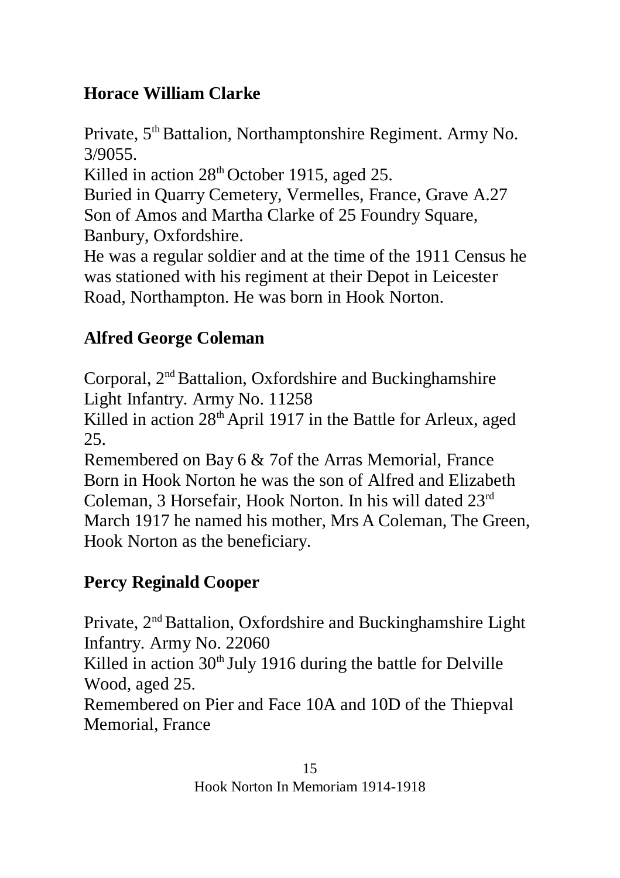## Horace William Clarke

Private, 5th Battalion, Northamptonshire Regiment. Army No. 3/9055.
Killed in action 28th October 1915, aged 25.
Buried in Quarry Cemetery, Vermelles, France, Grave A.27
Son of Amos and Martha Clarke of 25 Foundry Square, Banbury, Oxfordshire.
He was a regular soldier and at the time of the 1911 Census he was stationed with his regiment at their Depot in Leicester Road, Northampton. He was born in Hook Norton.

## Alfred George Coleman

Corporal, 2nd Battalion, Oxfordshire and Buckinghamshire Light Infantry. Army No. 11258
Killed in action 28th April 1917 in the Battle for Arleux, aged 25.
Remembered on Bay 6 & 7of the Arras Memorial, France
Born in Hook Norton he was the son of Alfred and Elizabeth Coleman, 3 Horsefair, Hook Norton. In his will dated 23rd March 1917 he named his mother, Mrs A Coleman, The Green, Hook Norton as the beneficiary.

## Percy Reginald Cooper

Private, 2nd Battalion, Oxfordshire and Buckinghamshire Light Infantry. Army No. 22060
Killed in action 30th July 1916 during the battle for Delville Wood, aged 25.
Remembered on Pier and Face 10A and 10D of the Thiepval Memorial, France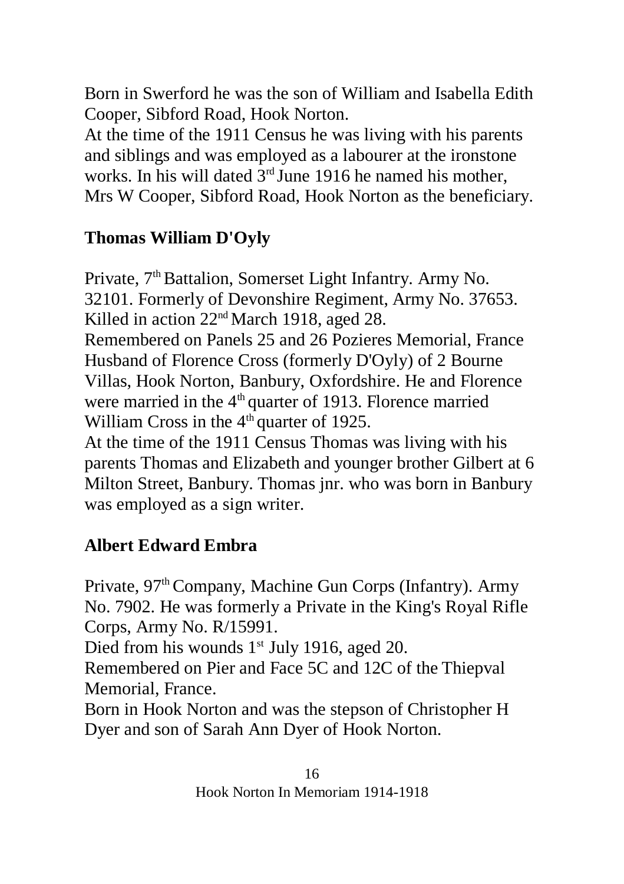Born in Swerford he was the son of William and Isabella Edith Cooper, Sibford Road, Hook Norton.
At the time of the 1911 Census he was living with his parents and siblings and was employed as a labourer at the ironstone works. In his will dated 3rd June 1916 he named his mother, Mrs W Cooper, Sibford Road, Hook Norton as the beneficiary.

## Thomas William D'Oyly

Private, 7th Battalion, Somerset Light Infantry. Army No. 32101. Formerly of Devonshire Regiment, Army No. 37653.
Killed in action 22nd March 1918, aged 28.
Remembered on Panels 25 and 26 Pozieres Memorial, France
Husband of Florence Cross (formerly D'Oyly) of 2 Bourne Villas, Hook Norton, Banbury, Oxfordshire. He and Florence were married in the 4th quarter of 1913. Florence married William Cross in the 4th quarter of 1925.
At the time of the 1911 Census Thomas was living with his parents Thomas and Elizabeth and younger brother Gilbert at 6 Milton Street, Banbury. Thomas jnr. who was born in Banbury was employed as a sign writer.

## Albert Edward Embra

Private, 97th Company, Machine Gun Corps (Infantry). Army No. 7902. He was formerly a Private in the King's Royal Rifle Corps, Army No. R/15991.
Died from his wounds 1st July 1916, aged 20.
Remembered on Pier and Face 5C and 12C of the Thiepval Memorial, France.
Born in Hook Norton and was the stepson of Christopher H Dyer and son of Sarah Ann Dyer of Hook Norton.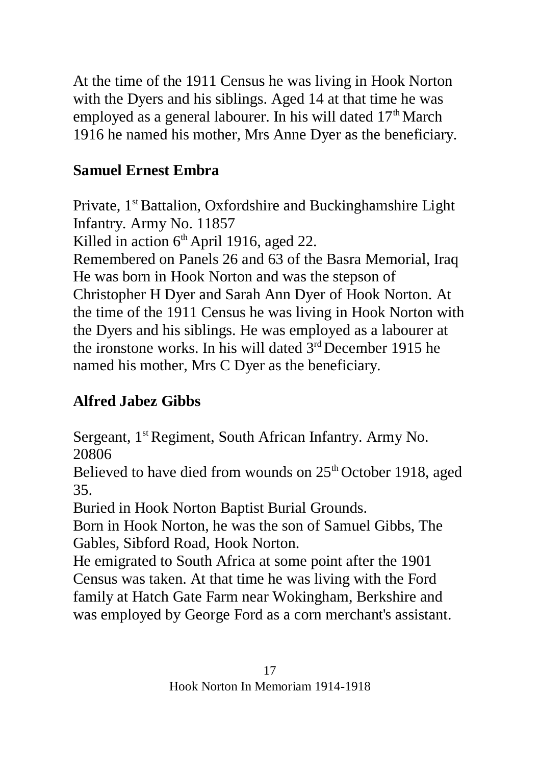At the time of the 1911 Census he was living in Hook Norton with the Dyers and his siblings. Aged 14 at that time he was employed as a general labourer. In his will dated 17th March 1916 he named his mother, Mrs Anne Dyer as the beneficiary.

**Samuel Ernest Embra**

Private, 1st Battalion, Oxfordshire and Buckinghamshire Light Infantry. Army No. 11857
Killed in action 6th April 1916, aged 22.
Remembered on Panels 26 and 63 of the Basra Memorial, Iraq
He was born in Hook Norton and was the stepson of Christopher H Dyer and Sarah Ann Dyer of Hook Norton. At the time of the 1911 Census he was living in Hook Norton with the Dyers and his siblings. He was employed as a labourer at the ironstone works. In his will dated 3rd December 1915 he named his mother, Mrs C Dyer as the beneficiary.

**Alfred Jabez Gibbs**

Sergeant, 1st Regiment, South African Infantry. Army No. 20806
Believed to have died from wounds on 25th October 1918, aged 35.
Buried in Hook Norton Baptist Burial Grounds.
Born in Hook Norton, he was the son of Samuel Gibbs, The Gables, Sibford Road, Hook Norton.
He emigrated to South Africa at some point after the 1901 Census was taken. At that time he was living with the Ford family at Hatch Gate Farm near Wokingham, Berkshire and was employed by George Ford as a corn merchant's assistant.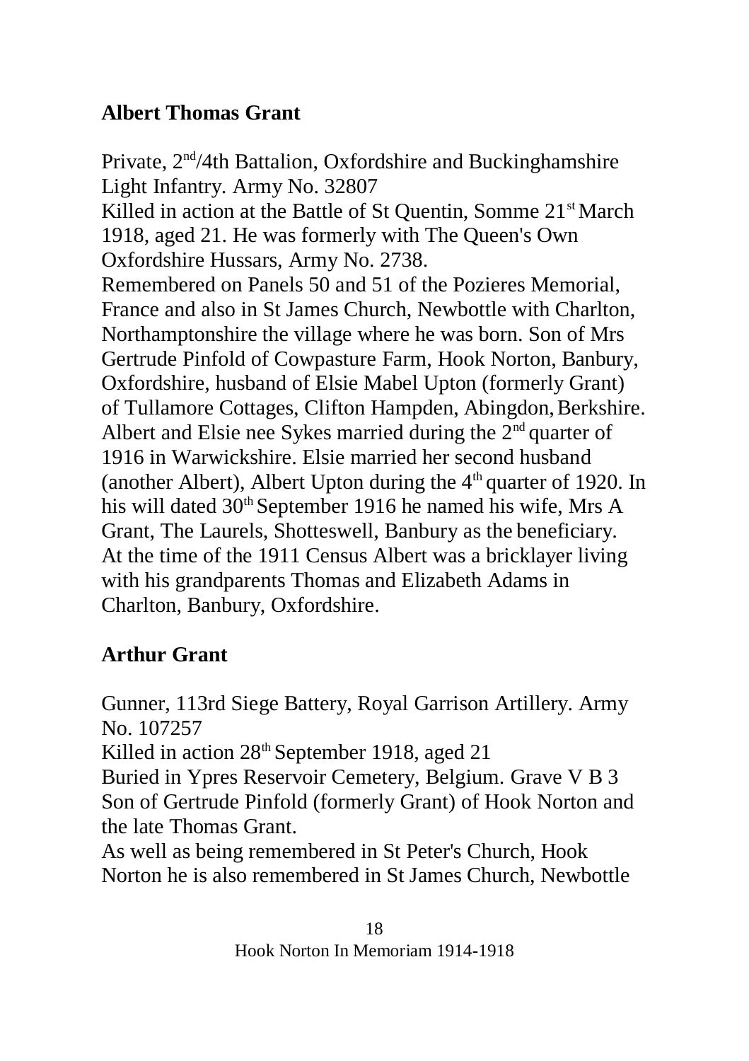## Albert Thomas Grant

Private, 2nd/4th Battalion, Oxfordshire and Buckinghamshire Light Infantry. Army No. 32807
Killed in action at the Battle of St Quentin, Somme 21st March 1918, aged 21. He was formerly with The Queen's Own Oxfordshire Hussars, Army No. 2738.
Remembered on Panels 50 and 51 of the Pozieres Memorial, France and also in St James Church, Newbottle with Charlton, Northamptonshire the village where he was born. Son of Mrs Gertrude Pinfold of Cowpasture Farm, Hook Norton, Banbury, Oxfordshire, husband of Elsie Mabel Upton (formerly Grant) of Tullamore Cottages, Clifton Hampden, Abingdon, Berkshire. Albert and Elsie nee Sykes married during the 2nd quarter of 1916 in Warwickshire. Elsie married her second husband (another Albert), Albert Upton during the 4th quarter of 1920. In his will dated 30th September 1916 he named his wife, Mrs A Grant, The Laurels, Shotteswell, Banbury as the beneficiary. At the time of the 1911 Census Albert was a bricklayer living with his grandparents Thomas and Elizabeth Adams in Charlton, Banbury, Oxfordshire.

## Arthur Grant

Gunner, 113rd Siege Battery, Royal Garrison Artillery. Army No. 107257
Killed in action 28th September 1918, aged 21
Buried in Ypres Reservoir Cemetery, Belgium. Grave V B 3
Son of Gertrude Pinfold (formerly Grant) of Hook Norton and the late Thomas Grant.
As well as being remembered in St Peter's Church, Hook Norton he is also remembered in St James Church, Newbottle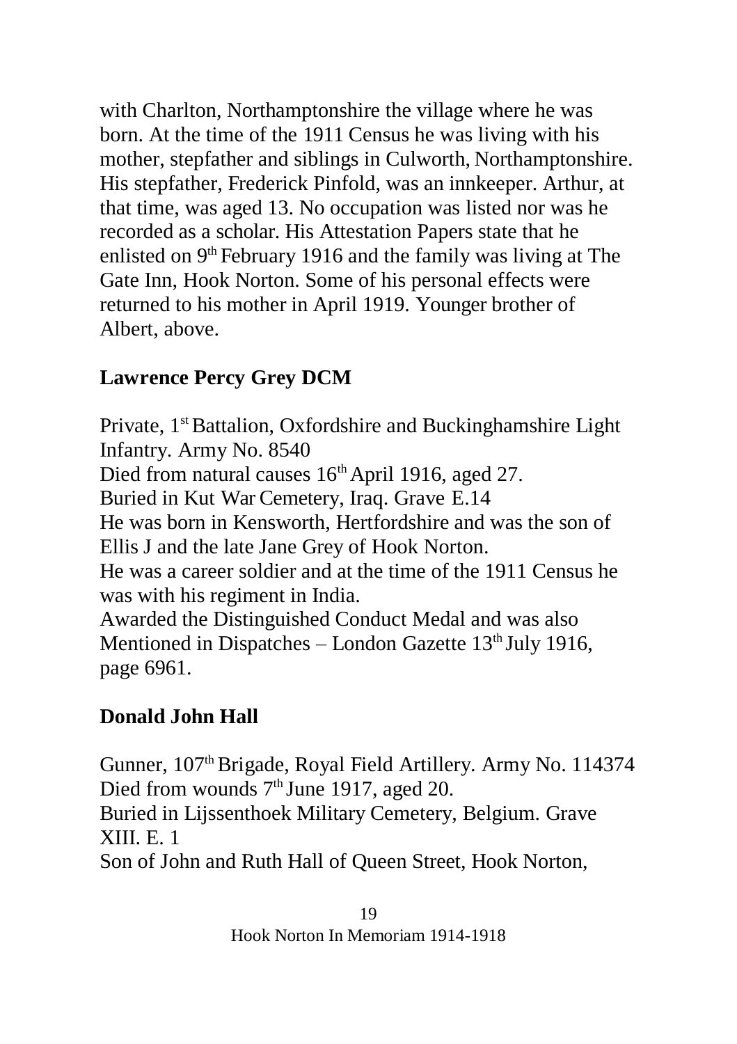with Charlton, Northamptonshire the village where he was born. At the time of the 1911 Census he was living with his mother, stepfather and siblings in Culworth, Northamptonshire. His stepfather, Frederick Pinfold, was an innkeeper. Arthur, at that time, was aged 13. No occupation was listed nor was he recorded as a scholar. His Attestation Papers state that he enlisted on 9th February 1916 and the family was living at The Gate Inn, Hook Norton. Some of his personal effects were returned to his mother in April 1919. Younger brother of Albert, above.

## Lawrence Percy Grey DCM

Private, 1st Battalion, Oxfordshire and Buckinghamshire Light Infantry. Army No. 8540
Died from natural causes 16th April 1916, aged 27.
Buried in Kut War Cemetery, Iraq. Grave E.14
He was born in Kensworth, Hertfordshire and was the son of Ellis J and the late Jane Grey of Hook Norton.
He was a career soldier and at the time of the 1911 Census he was with his regiment in India.
Awarded the Distinguished Conduct Medal and was also Mentioned in Dispatches – London Gazette 13th July 1916, page 6961.

## Donald John Hall

Gunner, 107th Brigade, Royal Field Artillery. Army No. 114374
Died from wounds 7th June 1917, aged 20.
Buried in Lijssenthoek Military Cemetery, Belgium. Grave XIII. E. 1
Son of John and Ruth Hall of Queen Street, Hook Norton,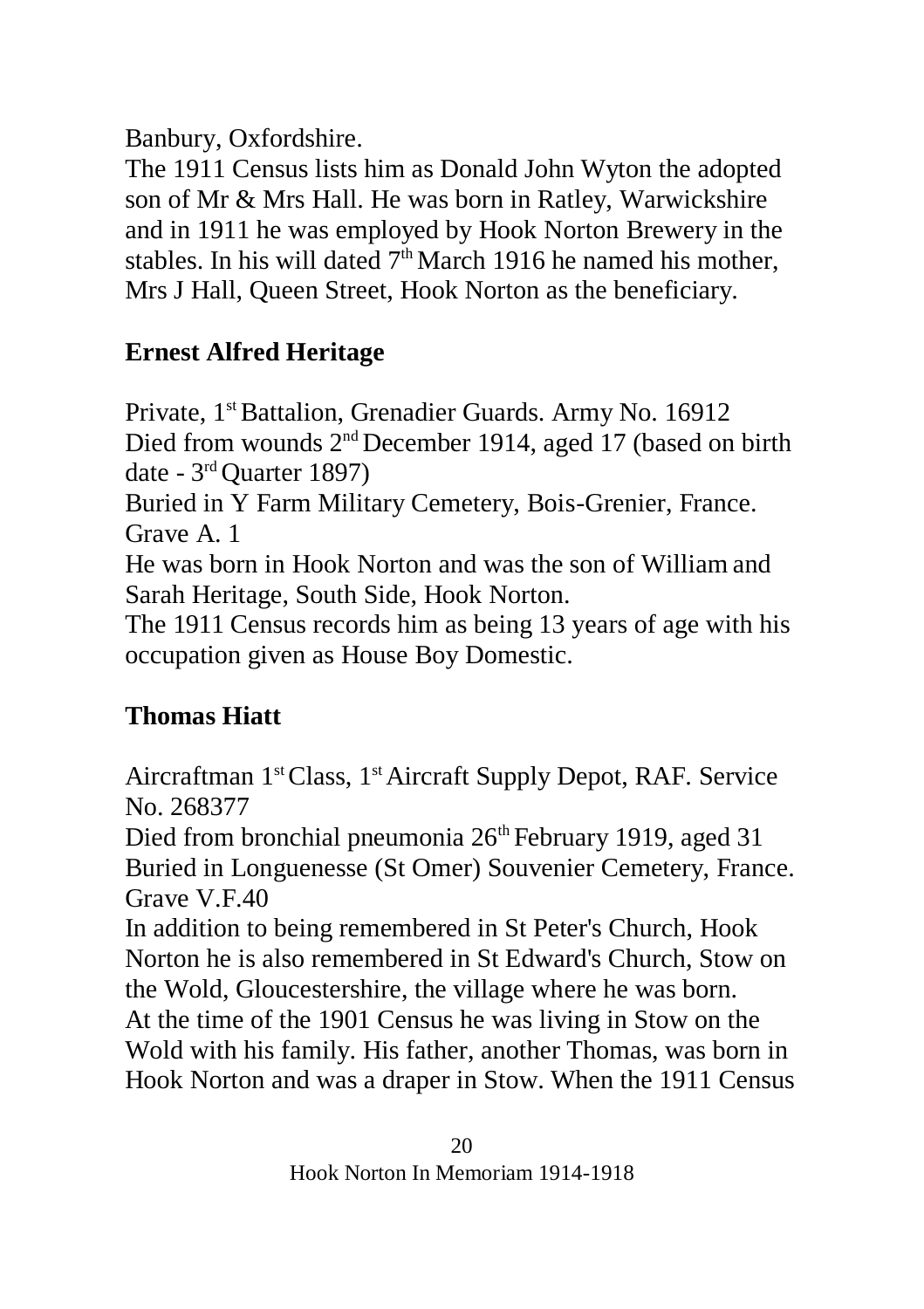Banbury, Oxfordshire.

The 1911 Census lists him as Donald John Wyton the adopted son of Mr & Mrs Hall. He was born in Ratley, Warwickshire and in 1911 he was employed by Hook Norton Brewery in the stables. In his will dated 7th March 1916 he named his mother, Mrs J Hall, Queen Street, Hook Norton as the beneficiary.

## Ernest Alfred Heritage

Private, 1st Battalion, Grenadier Guards. Army No. 16912

Died from wounds 2nd December 1914, aged 17 (based on birth date - 3rd Quarter 1897)

Buried in Y Farm Military Cemetery, Bois-Grenier, France. Grave A. 1

He was born in Hook Norton and was the son of William and Sarah Heritage, South Side, Hook Norton.

The 1911 Census records him as being 13 years of age with his occupation given as House Boy Domestic.

## Thomas Hiatt

Aircraftman 1st Class, 1st Aircraft Supply Depot, RAF. Service No. 268377

Died from bronchial pneumonia 26th February 1919, aged 31

Buried in Longuenesse (St Omer) Souvenier Cemetery, France. Grave V.F.40

In addition to being remembered in St Peter's Church, Hook Norton he is also remembered in St Edward's Church, Stow on the Wold, Gloucestershire, the village where he was born.

At the time of the 1901 Census he was living in Stow on the Wold with his family. His father, another Thomas, was born in Hook Norton and was a draper in Stow. When the 1911 Census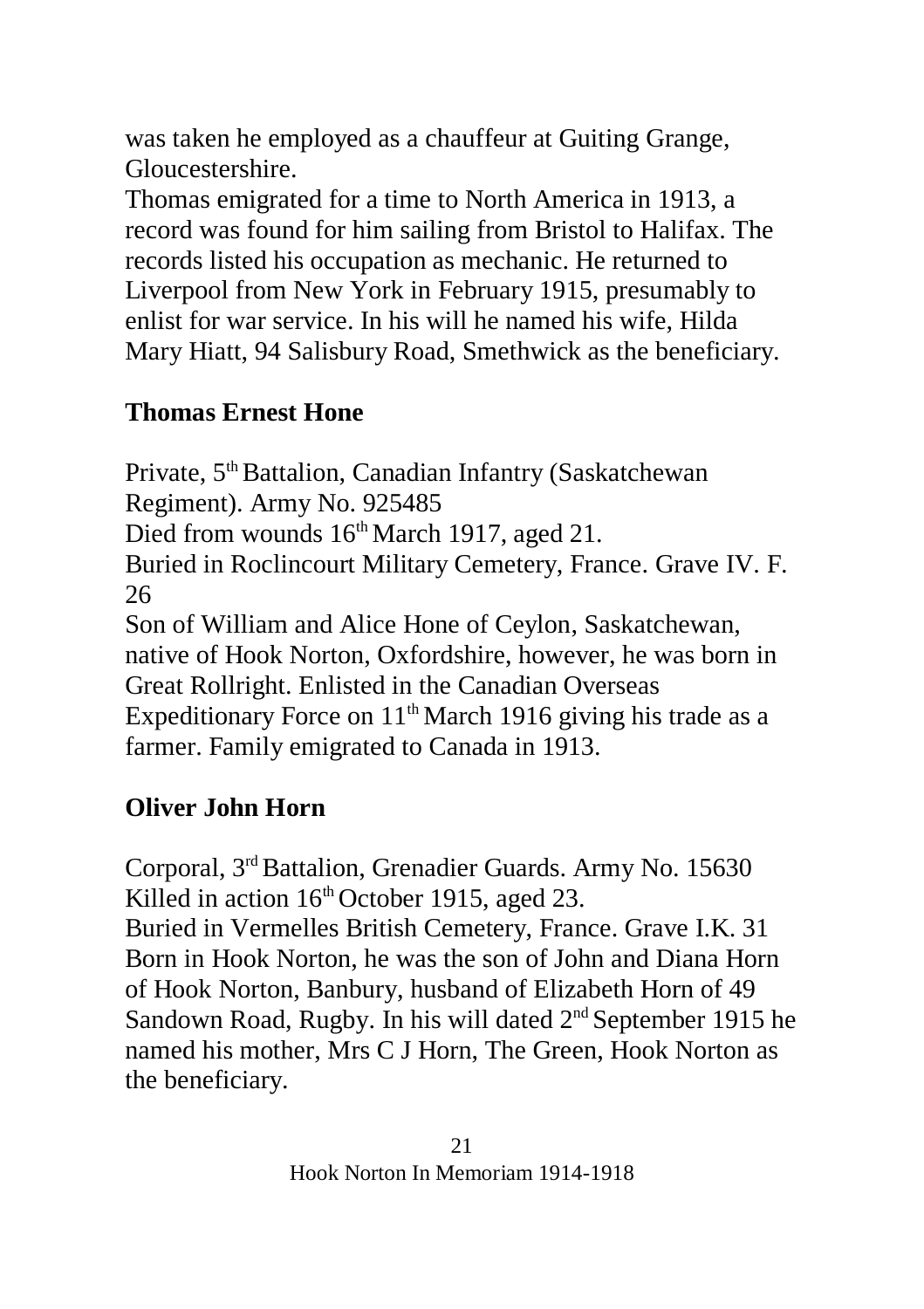was taken he employed as a chauffeur at Guiting Grange, Gloucestershire.

Thomas emigrated for a time to North America in 1913, a record was found for him sailing from Bristol to Halifax. The records listed his occupation as mechanic. He returned to Liverpool from New York in February 1915, presumably to enlist for war service. In his will he named his wife, Hilda Mary Hiatt, 94 Salisbury Road, Smethwick as the beneficiary.

## Thomas Ernest Hone

Private, 5th Battalion, Canadian Infantry (Saskatchewan Regiment). Army No. 925485

Died from wounds 16th March 1917, aged 21.

Buried in Roclincourt Military Cemetery, France. Grave IV. F. 26

Son of William and Alice Hone of Ceylon, Saskatchewan, native of Hook Norton, Oxfordshire, however, he was born in Great Rollright. Enlisted in the Canadian Overseas Expeditionary Force on 11th March 1916 giving his trade as a farmer. Family emigrated to Canada in 1913.

## Oliver John Horn

Corporal, 3rd Battalion, Grenadier Guards. Army No. 15630

Killed in action 16th October 1915, aged 23.

Buried in Vermelles British Cemetery, France. Grave I.K. 31

Born in Hook Norton, he was the son of John and Diana Horn of Hook Norton, Banbury, husband of Elizabeth Horn of 49 Sandown Road, Rugby. In his will dated 2nd September 1915 he named his mother, Mrs C J Horn, The Green, Hook Norton as the beneficiary.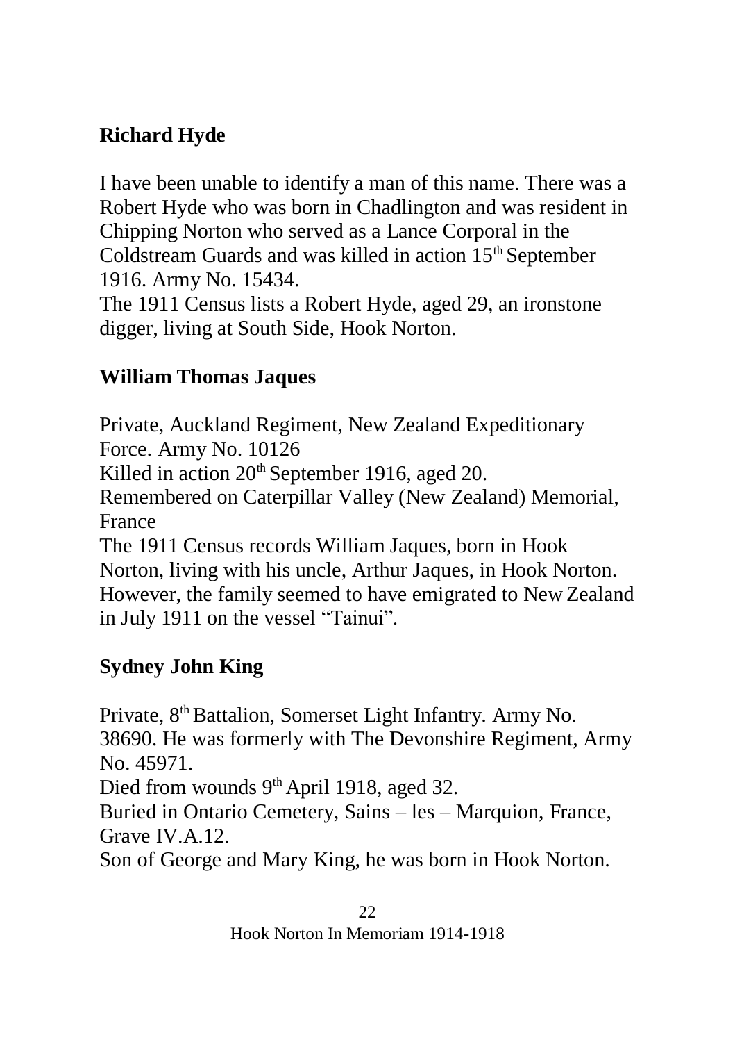## Richard Hyde

I have been unable to identify a man of this name. There was a Robert Hyde who was born in Chadlington and was resident in Chipping Norton who served as a Lance Corporal in the Coldstream Guards and was killed in action 15th September 1916. Army No. 15434.
The 1911 Census lists a Robert Hyde, aged 29, an ironstone digger, living at South Side, Hook Norton.

## William Thomas Jaques

Private, Auckland Regiment, New Zealand Expeditionary Force. Army No. 10126
Killed in action 20th September 1916, aged 20.
Remembered on Caterpillar Valley (New Zealand) Memorial, France
The 1911 Census records William Jaques, born in Hook Norton, living with his uncle, Arthur Jaques, in Hook Norton. However, the family seemed to have emigrated to New Zealand in July 1911 on the vessel "Tainui".

## Sydney John King

Private, 8th Battalion, Somerset Light Infantry. Army No. 38690. He was formerly with The Devonshire Regiment, Army No. 45971.
Died from wounds 9th April 1918, aged 32.
Buried in Ontario Cemetery, Sains – les – Marquion, France, Grave IV.A.12.
Son of George and Mary King, he was born in Hook Norton.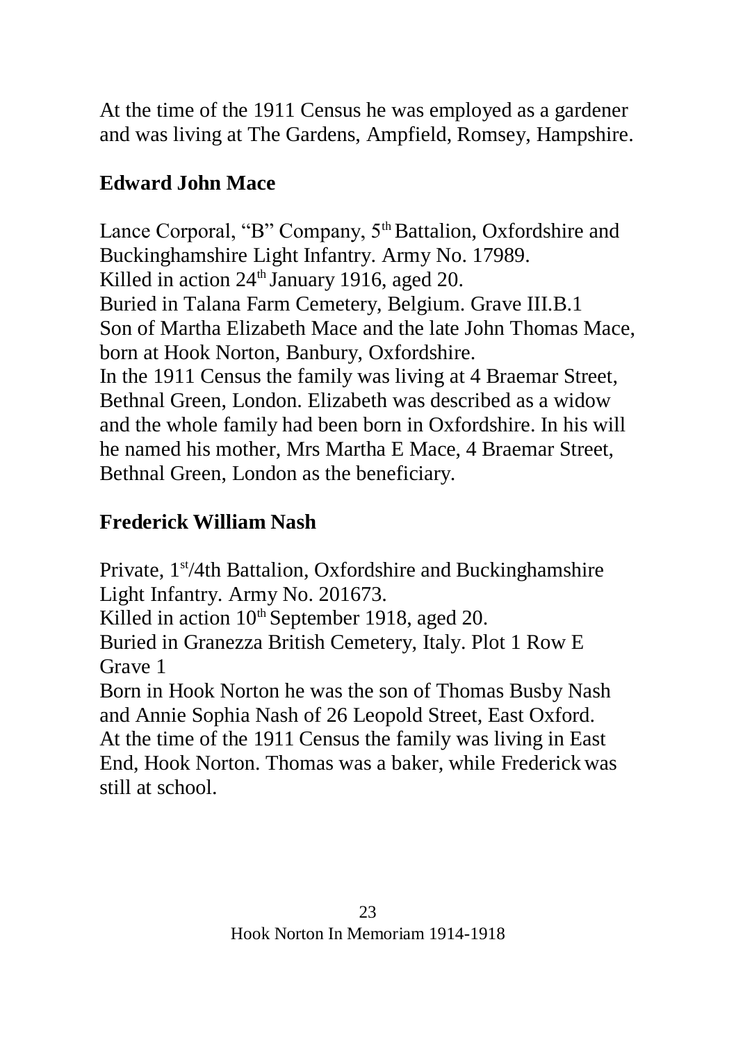At the time of the 1911 Census he was employed as a gardener and was living at The Gardens, Ampfield, Romsey, Hampshire.

## Edward John Mace

Lance Corporal, "B" Company, 5th Battalion, Oxfordshire and Buckinghamshire Light Infantry. Army No. 17989.
Killed in action 24th January 1916, aged 20.
Buried in Talana Farm Cemetery, Belgium. Grave III.B.1
Son of Martha Elizabeth Mace and the late John Thomas Mace, born at Hook Norton, Banbury, Oxfordshire.
In the 1911 Census the family was living at 4 Braemar Street, Bethnal Green, London. Elizabeth was described as a widow and the whole family had been born in Oxfordshire. In his will he named his mother, Mrs Martha E Mace, 4 Braemar Street, Bethnal Green, London as the beneficiary.

## Frederick William Nash

Private, 1st/4th Battalion, Oxfordshire and Buckinghamshire Light Infantry. Army No. 201673.
Killed in action 10th September 1918, aged 20.
Buried in Granezza British Cemetery, Italy. Plot 1 Row E Grave 1
Born in Hook Norton he was the son of Thomas Busby Nash and Annie Sophia Nash of 26 Leopold Street, East Oxford.
At the time of the 1911 Census the family was living in East End, Hook Norton. Thomas was a baker, while Frederick was still at school.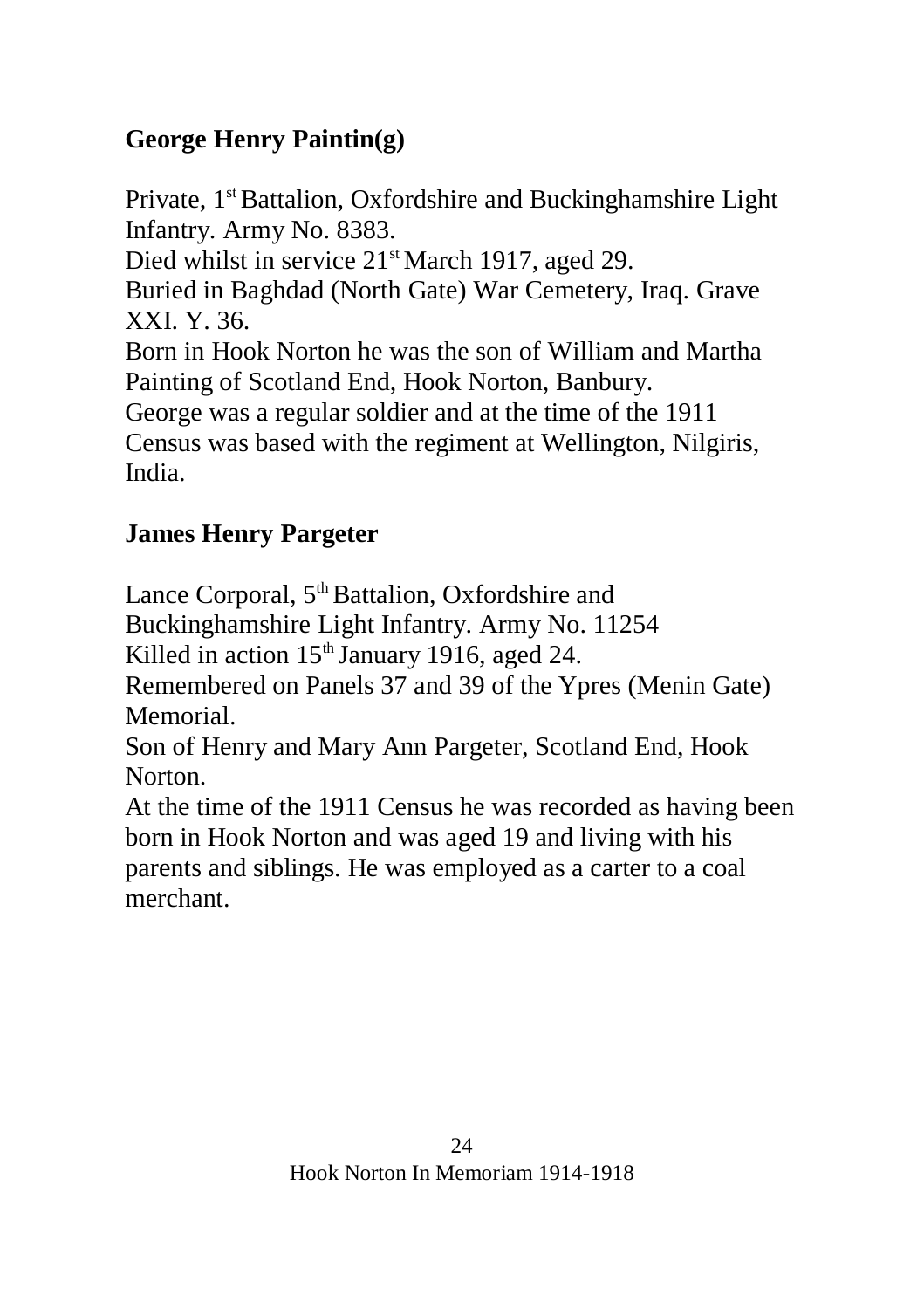## George Henry Paintin(g)

Private, 1st Battalion, Oxfordshire and Buckinghamshire Light Infantry. Army No. 8383.
Died whilst in service 21st March 1917, aged 29.
Buried in Baghdad (North Gate) War Cemetery, Iraq. Grave XXI. Y. 36.
Born in Hook Norton he was the son of William and Martha Painting of Scotland End, Hook Norton, Banbury.
George was a regular soldier and at the time of the 1911 Census was based with the regiment at Wellington, Nilgiris, India.

## James Henry Pargeter

Lance Corporal, 5th Battalion, Oxfordshire and Buckinghamshire Light Infantry. Army No. 11254
Killed in action 15th January 1916, aged 24.
Remembered on Panels 37 and 39 of the Ypres (Menin Gate) Memorial.
Son of Henry and Mary Ann Pargeter, Scotland End, Hook Norton.
At the time of the 1911 Census he was recorded as having been born in Hook Norton and was aged 19 and living with his parents and siblings. He was employed as a carter to a coal merchant.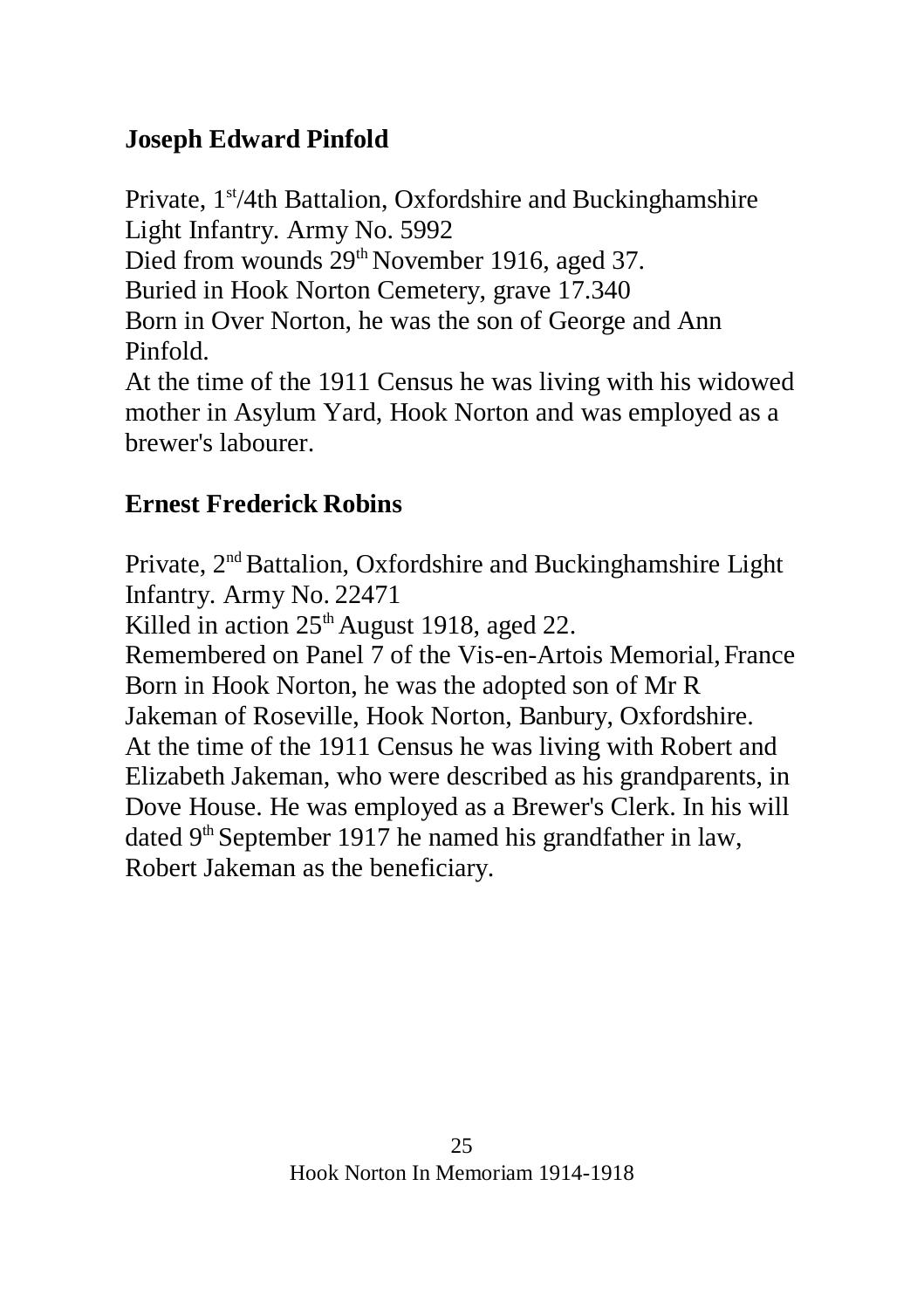## Joseph Edward Pinfold

Private, 1st/4th Battalion, Oxfordshire and Buckinghamshire Light Infantry. Army No. 5992
Died from wounds 29th November 1916, aged 37.
Buried in Hook Norton Cemetery, grave 17.340
Born in Over Norton, he was the son of George and Ann Pinfold.
At the time of the 1911 Census he was living with his widowed mother in Asylum Yard, Hook Norton and was employed as a brewer's labourer.

## Ernest Frederick Robins

Private, 2nd Battalion, Oxfordshire and Buckinghamshire Light Infantry. Army No. 22471
Killed in action 25th August 1918, aged 22.
Remembered on Panel 7 of the Vis-en-Artois Memorial, France
Born in Hook Norton, he was the adopted son of Mr R Jakeman of Roseville, Hook Norton, Banbury, Oxfordshire.
At the time of the 1911 Census he was living with Robert and Elizabeth Jakeman, who were described as his grandparents, in Dove House. He was employed as a Brewer's Clerk. In his will dated 9th September 1917 he named his grandfather in law, Robert Jakeman as the beneficiary.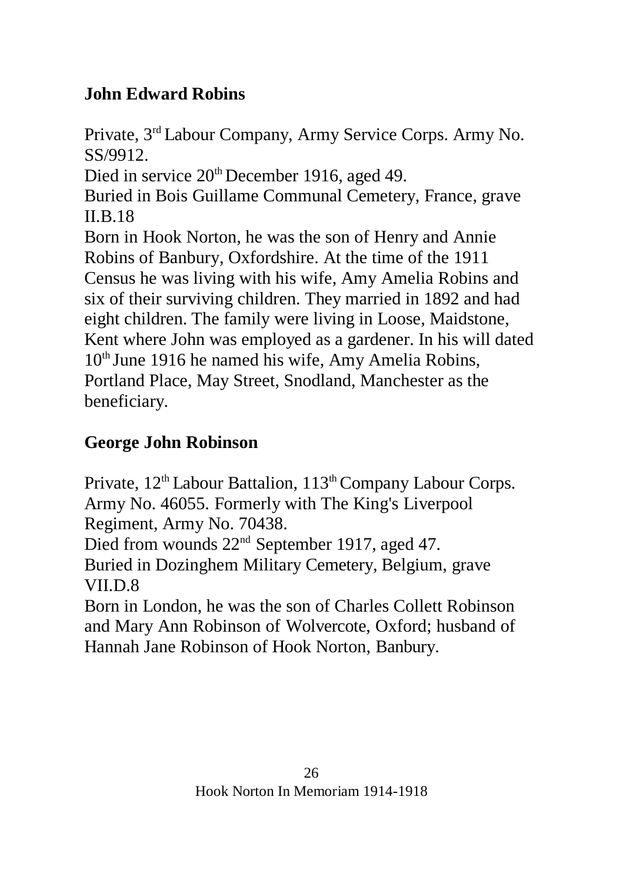## John Edward Robins

Private, 3rd Labour Company, Army Service Corps. Army No. SS/9912.
Died in service 20th December 1916, aged 49.
Buried in Bois Guillame Communal Cemetery, France, grave II.B.18
Born in Hook Norton, he was the son of Henry and Annie Robins of Banbury, Oxfordshire. At the time of the 1911 Census he was living with his wife, Amy Amelia Robins and six of their surviving children. They married in 1892 and had eight children. The family were living in Loose, Maidstone, Kent where John was employed as a gardener. In his will dated 10th June 1916 he named his wife, Amy Amelia Robins, Portland Place, May Street, Snodland, Manchester as the beneficiary.

## George John Robinson

Private, 12th Labour Battalion, 113th Company Labour Corps. Army No. 46055. Formerly with The King's Liverpool Regiment, Army No. 70438.
Died from wounds 22nd September 1917, aged 47.
Buried in Dozinghem Military Cemetery, Belgium, grave VII.D.8
Born in London, he was the son of Charles Collett Robinson and Mary Ann Robinson of Wolvercote, Oxford; husband of Hannah Jane Robinson of Hook Norton, Banbury.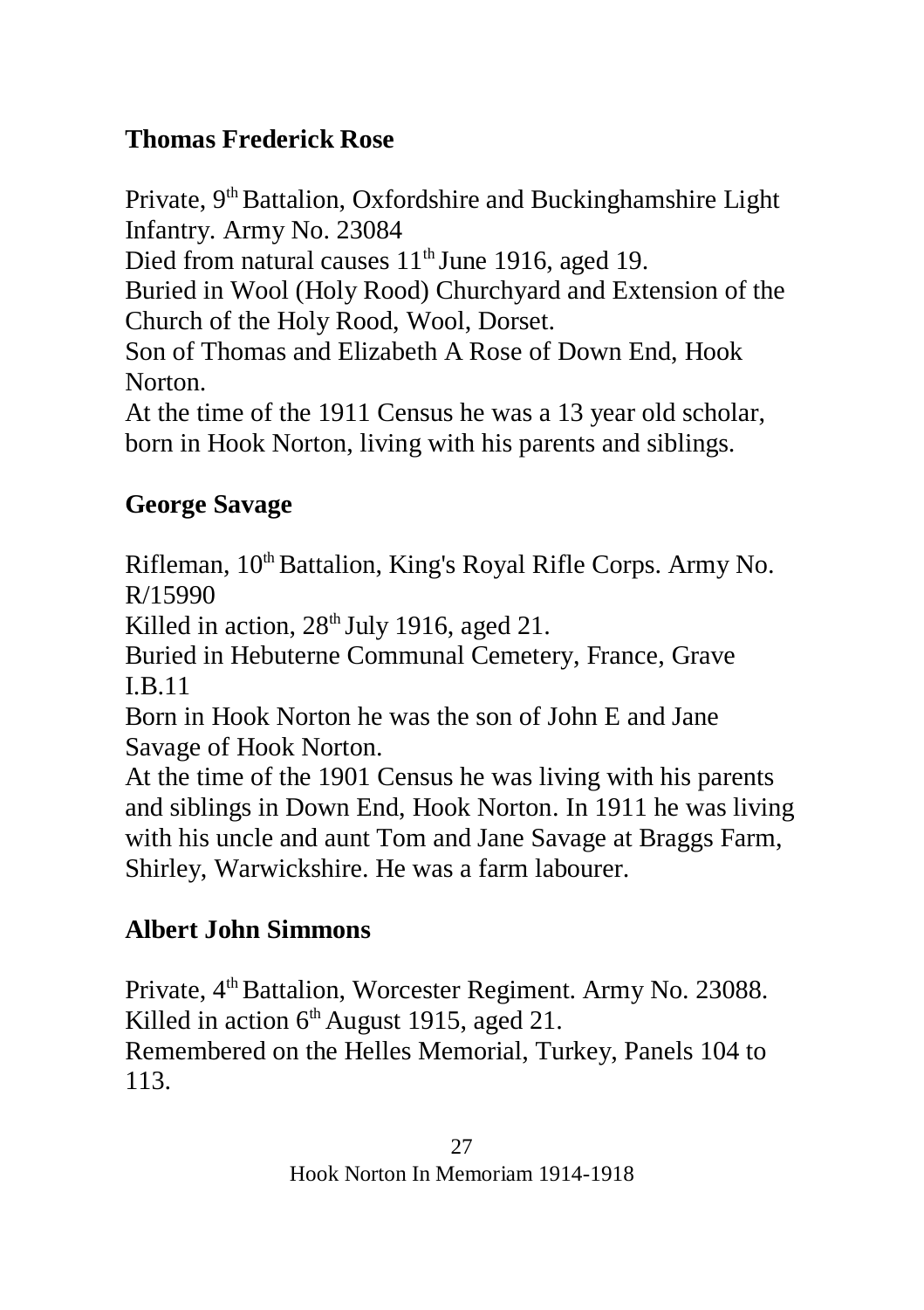## Thomas Frederick Rose

Private, 9th Battalion, Oxfordshire and Buckinghamshire Light Infantry. Army No. 23084
Died from natural causes 11th June 1916, aged 19.
Buried in Wool (Holy Rood) Churchyard and Extension of the Church of the Holy Rood, Wool, Dorset.
Son of Thomas and Elizabeth A Rose of Down End, Hook Norton.
At the time of the 1911 Census he was a 13 year old scholar, born in Hook Norton, living with his parents and siblings.

## George Savage

Rifleman, 10th Battalion, King's Royal Rifle Corps. Army No. R/15990
Killed in action, 28th July 1916, aged 21.
Buried in Hebuterne Communal Cemetery, France, Grave I.B.11
Born in Hook Norton he was the son of John E and Jane Savage of Hook Norton.
At the time of the 1901 Census he was living with his parents and siblings in Down End, Hook Norton. In 1911 he was living with his uncle and aunt Tom and Jane Savage at Braggs Farm, Shirley, Warwickshire. He was a farm labourer.

## Albert John Simmons

Private, 4th Battalion, Worcester Regiment. Army No. 23088.
Killed in action 6th August 1915, aged 21.
Remembered on the Helles Memorial, Turkey, Panels 104 to 113.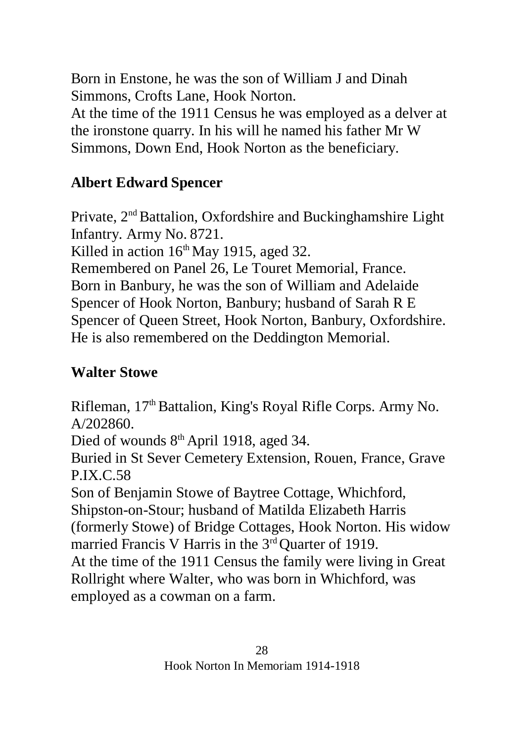Born in Enstone, he was the son of William J and Dinah Simmons, Crofts Lane, Hook Norton.
At the time of the 1911 Census he was employed as a delver at the ironstone quarry. In his will he named his father Mr W Simmons, Down End, Hook Norton as the beneficiary.

## Albert Edward Spencer

Private, 2nd Battalion, Oxfordshire and Buckinghamshire Light Infantry. Army No. 8721.
Killed in action 16th May 1915, aged 32.
Remembered on Panel 26, Le Touret Memorial, France.
Born in Banbury, he was the son of William and Adelaide Spencer of Hook Norton, Banbury; husband of Sarah R E Spencer of Queen Street, Hook Norton, Banbury, Oxfordshire.
He is also remembered on the Deddington Memorial.

## Walter Stowe

Rifleman, 17th Battalion, King's Royal Rifle Corps. Army No. A/202860.
Died of wounds 8th April 1918, aged 34.
Buried in St Sever Cemetery Extension, Rouen, France, Grave P.IX.C.58
Son of Benjamin Stowe of Baytree Cottage, Whichford, Shipston-on-Stour; husband of Matilda Elizabeth Harris (formerly Stowe) of Bridge Cottages, Hook Norton. His widow married Francis V Harris in the 3rd Quarter of 1919.
At the time of the 1911 Census the family were living in Great Rollright where Walter, who was born in Whichford, was employed as a cowman on a farm.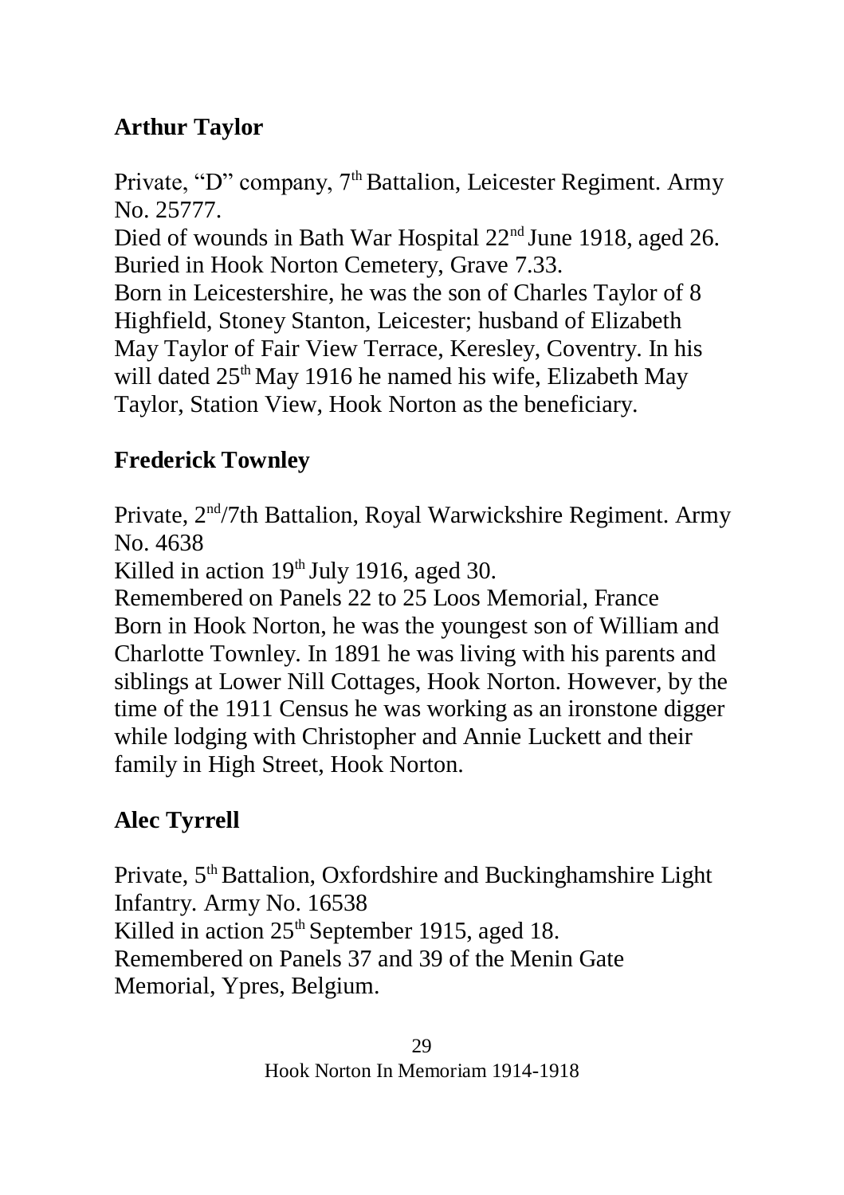## Arthur Taylor

Private, "D" company, 7th Battalion, Leicester Regiment. Army No. 25777.
Died of wounds in Bath War Hospital 22nd June 1918, aged 26.
Buried in Hook Norton Cemetery, Grave 7.33.
Born in Leicestershire, he was the son of Charles Taylor of 8 Highfield, Stoney Stanton, Leicester; husband of Elizabeth May Taylor of Fair View Terrace, Keresley, Coventry. In his will dated 25th May 1916 he named his wife, Elizabeth May Taylor, Station View, Hook Norton as the beneficiary.

## Frederick Townley

Private, 2nd/7th Battalion, Royal Warwickshire Regiment. Army No. 4638
Killed in action 19th July 1916, aged 30.
Remembered on Panels 22 to 25 Loos Memorial, France
Born in Hook Norton, he was the youngest son of William and Charlotte Townley. In 1891 he was living with his parents and siblings at Lower Nill Cottages, Hook Norton. However, by the time of the 1911 Census he was working as an ironstone digger while lodging with Christopher and Annie Luckett and their family in High Street, Hook Norton.

## Alec Tyrrell

Private, 5th Battalion, Oxfordshire and Buckinghamshire Light Infantry. Army No. 16538
Killed in action 25th September 1915, aged 18.
Remembered on Panels 37 and 39 of the Menin Gate Memorial, Ypres, Belgium.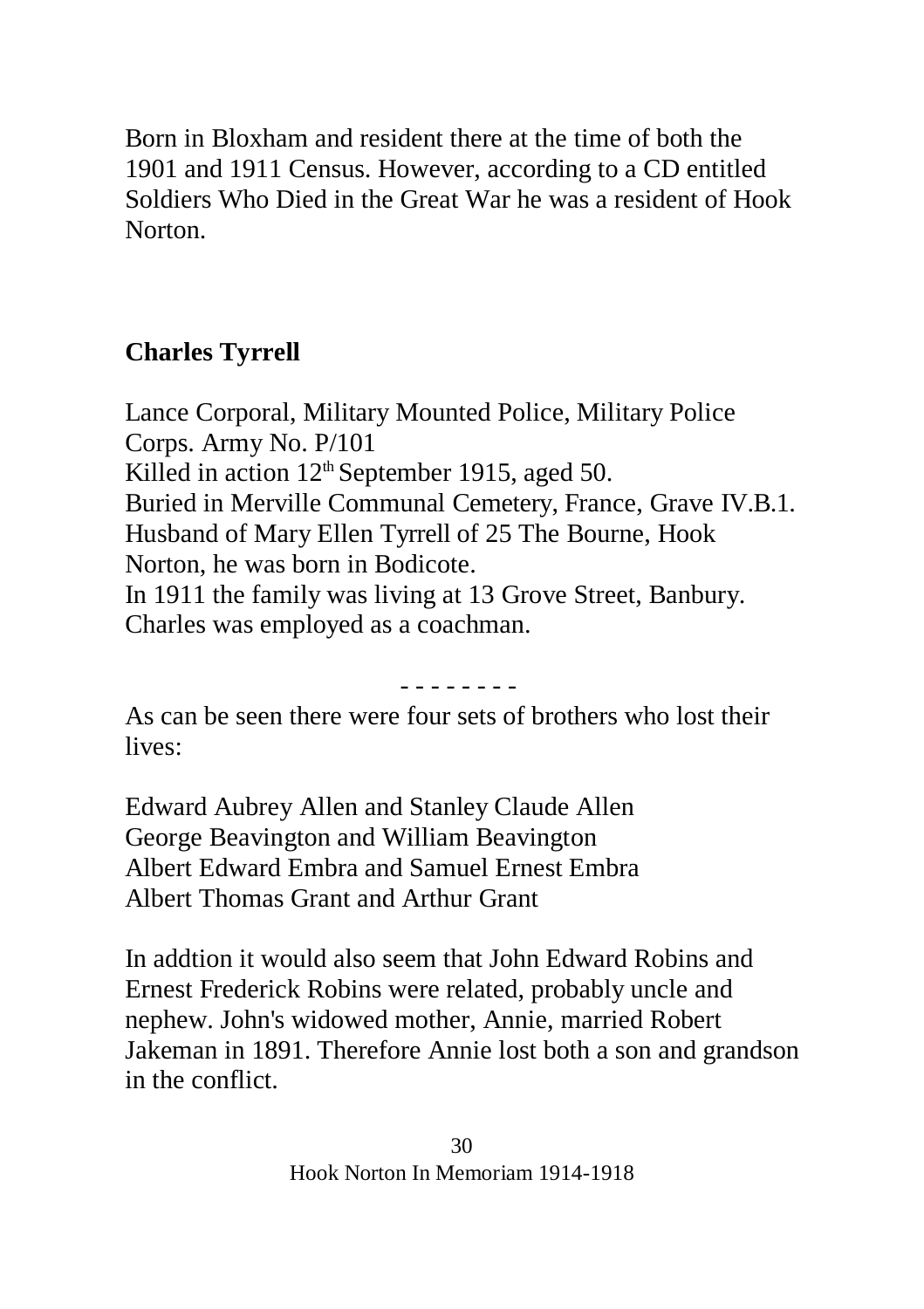Born in Bloxham and resident there at the time of both the 1901 and 1911 Census. However, according to a CD entitled Soldiers Who Died in the Great War he was a resident of Hook Norton.

## Charles Tyrrell

Lance Corporal, Military Mounted Police, Military Police Corps. Army No. P/101
Killed in action 12th September 1915, aged 50.
Buried in Merville Communal Cemetery, France, Grave IV.B.1.
Husband of Mary Ellen Tyrrell of 25 The Bourne, Hook Norton, he was born in Bodicote.
In 1911 the family was living at 13 Grove Street, Banbury.
Charles was employed as a coachman.

\- - - - - - - -

As can be seen there were four sets of brothers who lost their lives:

Edward Aubrey Allen and Stanley Claude Allen
George Beavington and William Beavington
Albert Edward Embra and Samuel Ernest Embra
Albert Thomas Grant and Arthur Grant

In addtion it would also seem that John Edward Robins and Ernest Frederick Robins were related, probably uncle and nephew. John's widowed mother, Annie, married Robert Jakeman in 1891. Therefore Annie lost both a son and grandson in the conflict.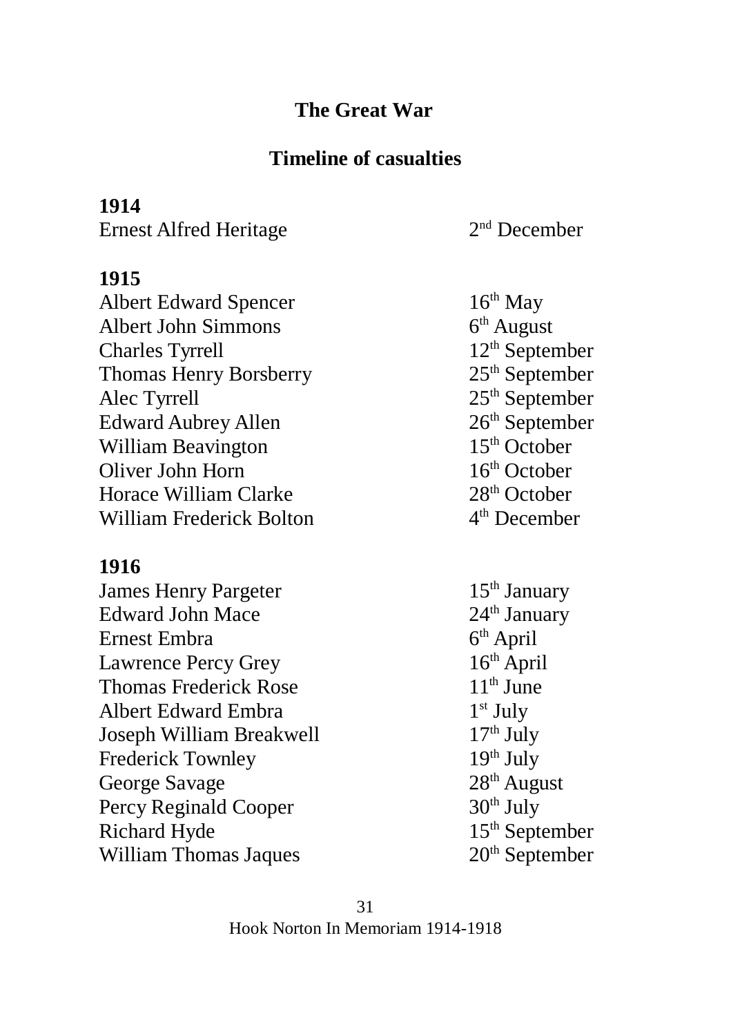## The Great War

## Timeline of casualties

**1914**

| | |
|---|---|
| Ernest Alfred Heritage | 2nd December |

**1915**

| | |
|---|---|
| Albert Edward Spencer | 16th May |
| Albert John Simmons | 6th August |
| Charles Tyrrell | 12th September |
| Thomas Henry Borsberry | 25th September |
| Alec Tyrrell | 25th September |
| Edward Aubrey Allen | 26th September |
| William Beavington | 15th October |
| Oliver John Horn | 16th October |
| Horace William Clarke | 28th October |
| William Frederick Bolton | 4th December |

**1916**

| | |
|---|---|
| James Henry Pargeter | 15th January |
| Edward John Mace | 24th January |
| Ernest Embra | 6th April |
| Lawrence Percy Grey | 16th April |
| Thomas Frederick Rose | 11th June |
| Albert Edward Embra | 1st July |
| Joseph William Breakwell | 17th July |
| Frederick Townley | 19th July |
| George Savage | 28th August |
| Percy Reginald Cooper | 30th July |
| Richard Hyde | 15th September |
| William Thomas Jaques | 20th September |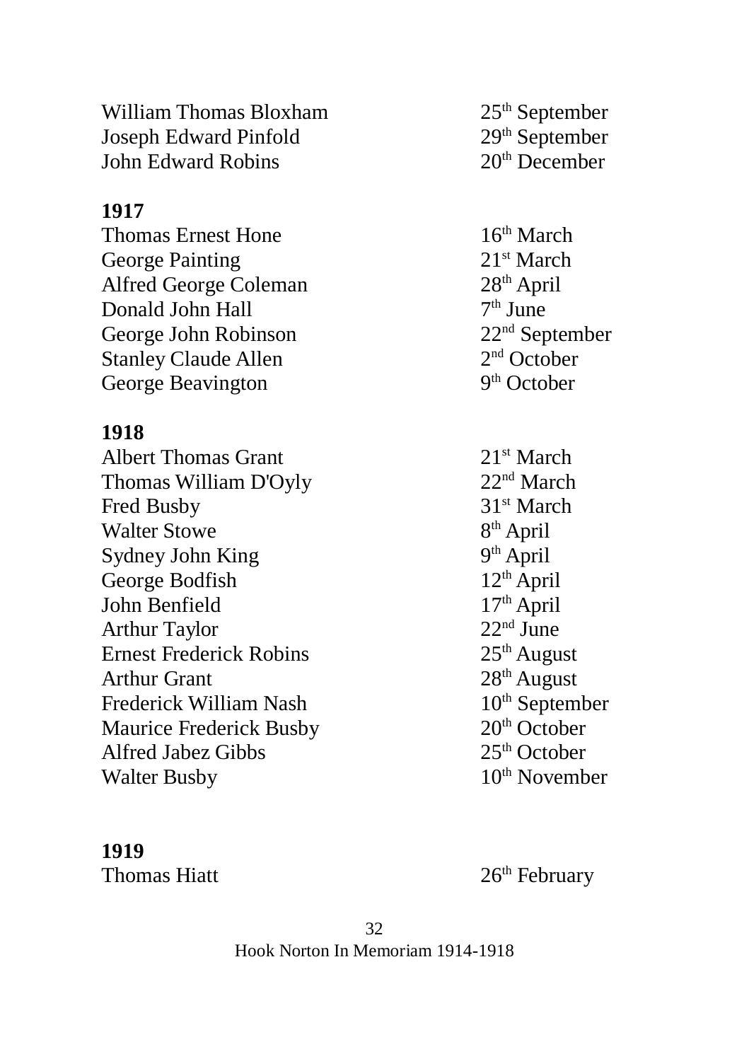| | |
|---|---|
| William Thomas Bloxham | 25th September |
| Joseph Edward Pinfold | 29th September |
| John Edward Robins | 20th December |

**1917**

| | |
|---|---|
| Thomas Ernest Hone | 16th March |
| George Painting | 21st March |
| Alfred George Coleman | 28th April |
| Donald John Hall | 7th June |
| George John Robinson | 22nd September |
| Stanley Claude Allen | 2nd October |
| George Beavington | 9th October |

**1918**

| | |
|---|---|
| Albert Thomas Grant | 21st March |
| Thomas William D'Oyly | 22nd March |
| Fred Busby | 31st March |
| Walter Stowe | 8th April |
| Sydney John King | 9th April |
| George Bodfish | 12th April |
| John Benfield | 17th April |
| Arthur Taylor | 22nd June |
| Ernest Frederick Robins | 25th August |
| Arthur Grant | 28th August |
| Frederick William Nash | 10th September |
| Maurice Frederick Busby | 20th October |
| Alfred Jabez Gibbs | 25th October |
| Walter Busby | 10th November |

**1919**

| | |
|---|---|
| Thomas Hiatt | 26th February |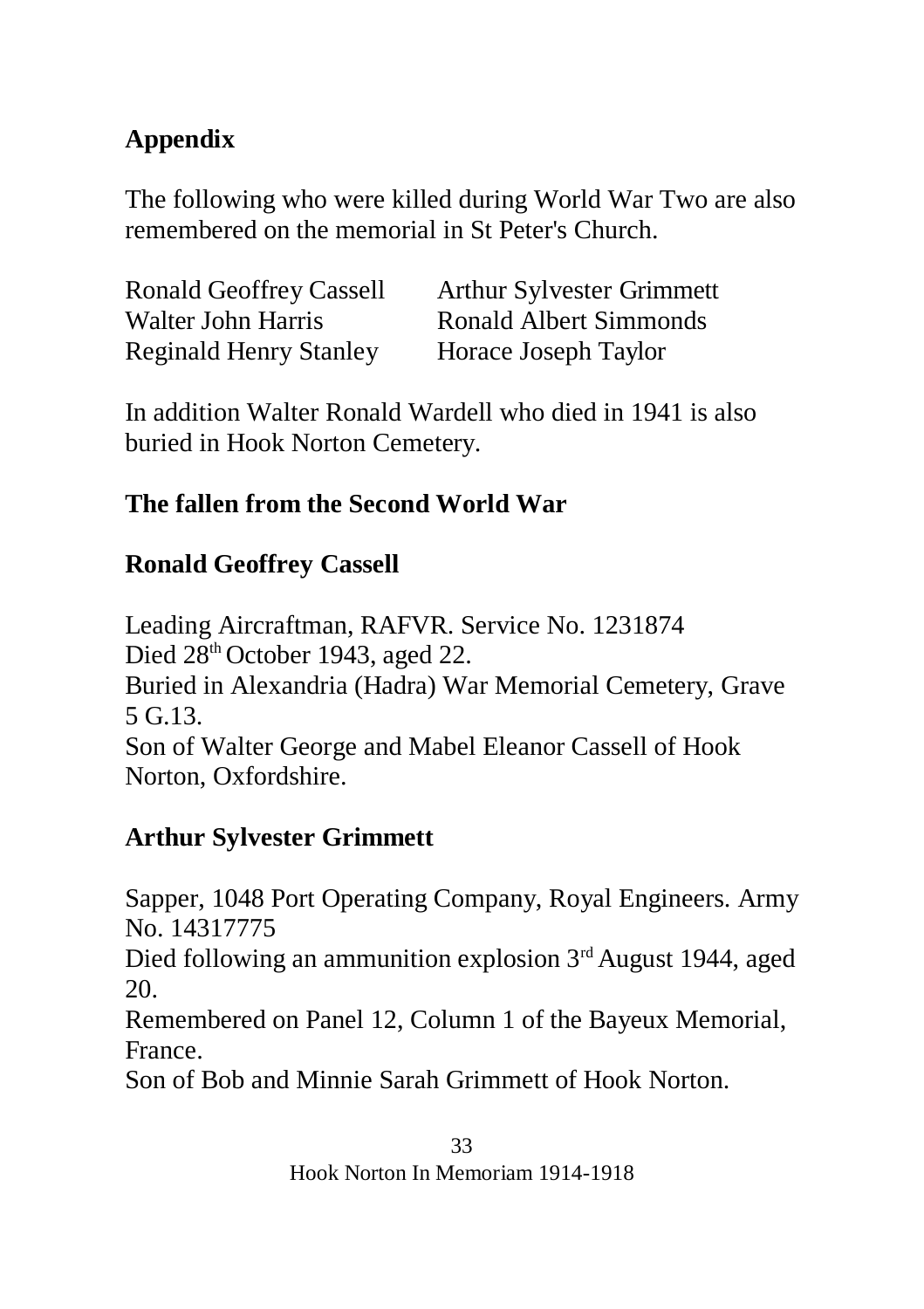## Appendix

The following who were killed during World War Two are also remembered on the memorial in St Peter's Church.

| | |
|---|---|
| Ronald Geoffrey Cassell | Arthur Sylvester Grimmett |
| Walter John Harris | Ronald Albert Simmonds |
| Reginald Henry Stanley | Horace Joseph Taylor |

In addition Walter Ronald Wardell who died in 1941 is also buried in Hook Norton Cemetery.

## The fallen from the Second World War

### Ronald Geoffrey Cassell

Leading Aircraftman, RAFVR. Service No. 1231874
Died 28th October 1943, aged 22.
Buried in Alexandria (Hadra) War Memorial Cemetery, Grave 5 G.13.
Son of Walter George and Mabel Eleanor Cassell of Hook Norton, Oxfordshire.

### Arthur Sylvester Grimmett

Sapper, 1048 Port Operating Company, Royal Engineers. Army No. 14317775
Died following an ammunition explosion 3rd August 1944, aged 20.
Remembered on Panel 12, Column 1 of the Bayeux Memorial, France.
Son of Bob and Minnie Sarah Grimmett of Hook Norton.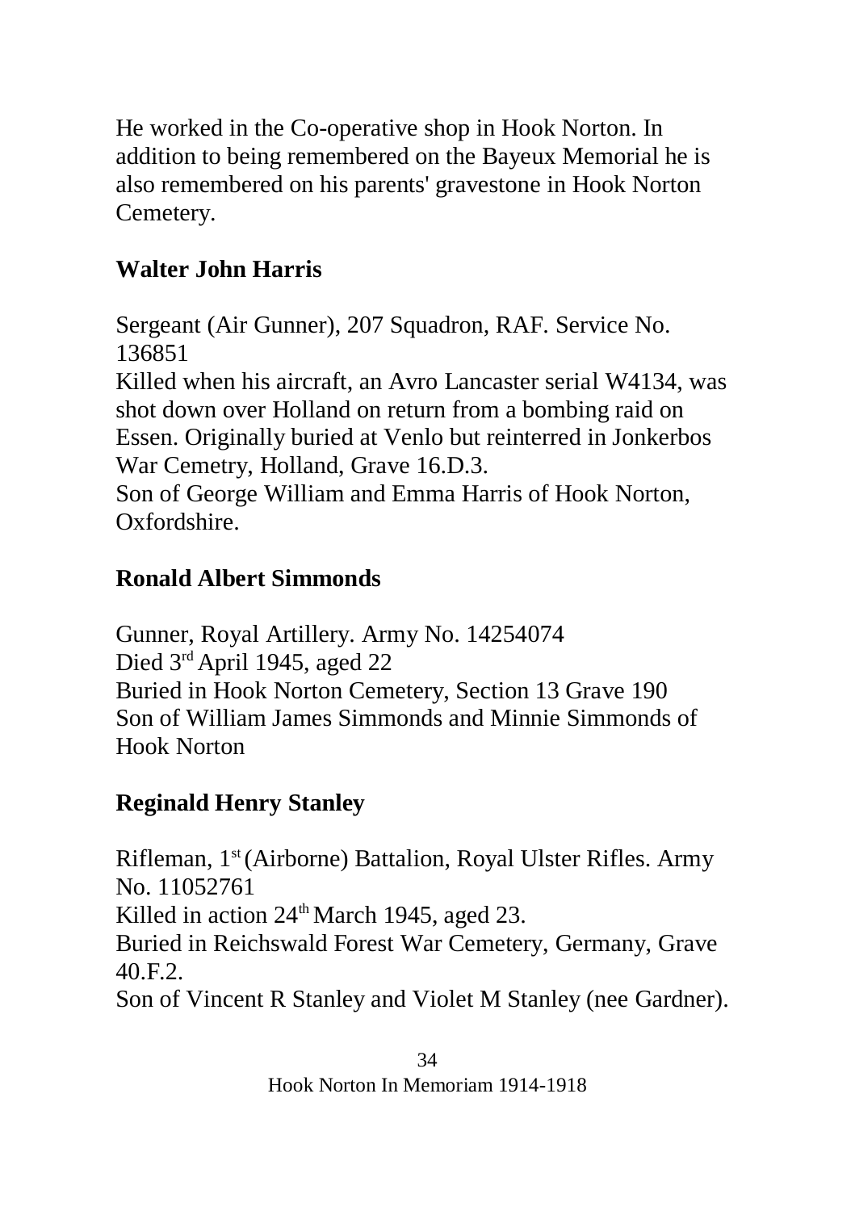He worked in the Co-operative shop in Hook Norton. In addition to being remembered on the Bayeux Memorial he is also remembered on his parents' gravestone in Hook Norton Cemetery.

## Walter John Harris

Sergeant (Air Gunner), 207 Squadron, RAF. Service No. 136851
Killed when his aircraft, an Avro Lancaster serial W4134, was shot down over Holland on return from a bombing raid on Essen. Originally buried at Venlo but reinterred in Jonkerbos War Cemetery, Holland, Grave 16.D.3.
Son of George William and Emma Harris of Hook Norton, Oxfordshire.

## Ronald Albert Simmonds

Gunner, Royal Artillery. Army No. 14254074
Died 3rd April 1945, aged 22
Buried in Hook Norton Cemetery, Section 13 Grave 190
Son of William James Simmonds and Minnie Simmonds of Hook Norton

## Reginald Henry Stanley

Rifleman, 1st (Airborne) Battalion, Royal Ulster Rifles. Army No. 11052761
Killed in action 24th March 1945, aged 23.
Buried in Reichswald Forest War Cemetery, Germany, Grave 40.F.2.
Son of Vincent R Stanley and Violet M Stanley (nee Gardner).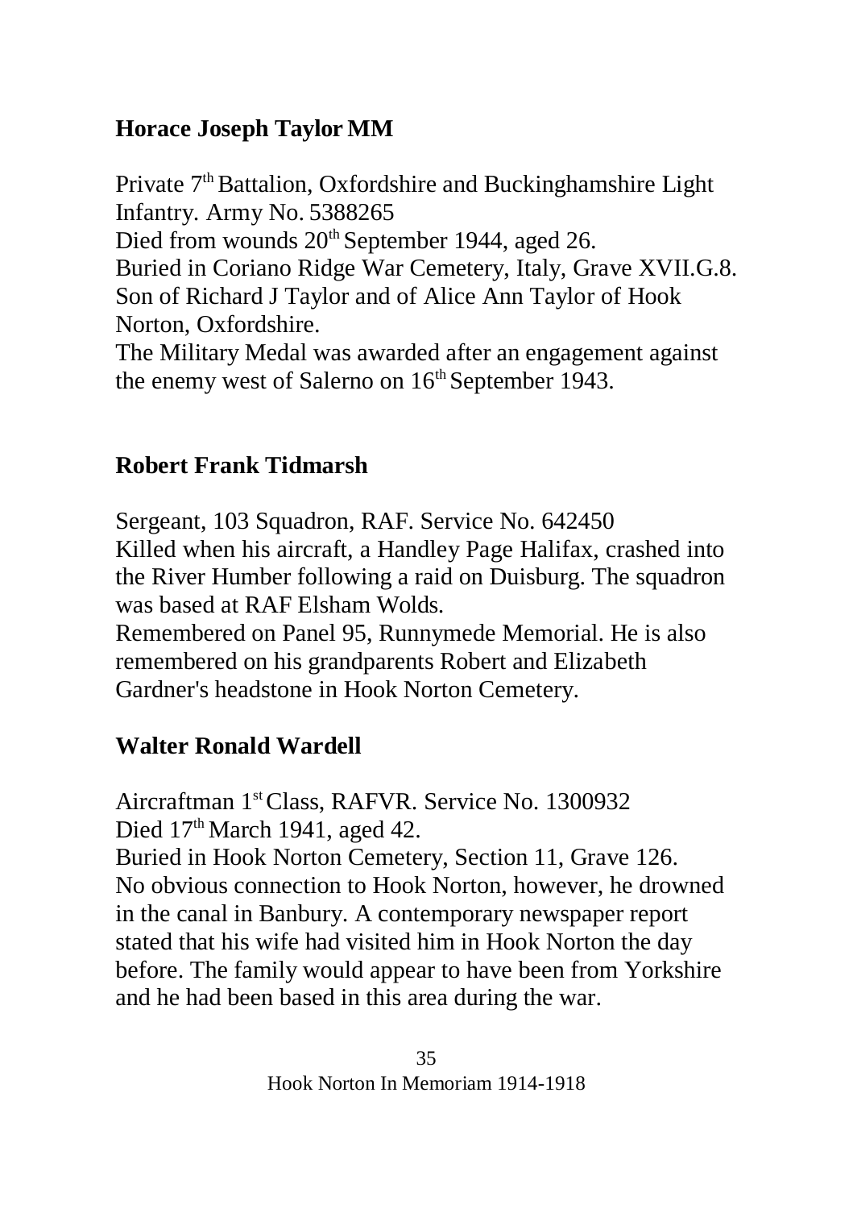## Horace Joseph Taylor MM

Private 7th Battalion, Oxfordshire and Buckinghamshire Light Infantry. Army No. 5388265
Died from wounds 20th September 1944, aged 26.
Buried in Coriano Ridge War Cemetery, Italy, Grave XVII.G.8.
Son of Richard J Taylor and of Alice Ann Taylor of Hook Norton, Oxfordshire.
The Military Medal was awarded after an engagement against the enemy west of Salerno on 16th September 1943.

## Robert Frank Tidmarsh

Sergeant, 103 Squadron, RAF. Service No. 642450
Killed when his aircraft, a Handley Page Halifax, crashed into the River Humber following a raid on Duisburg. The squadron was based at RAF Elsham Wolds.
Remembered on Panel 95, Runnymede Memorial. He is also remembered on his grandparents Robert and Elizabeth Gardner's headstone in Hook Norton Cemetery.

## Walter Ronald Wardell

Aircraftman 1st Class, RAFVR. Service No. 1300932
Died 17th March 1941, aged 42.
Buried in Hook Norton Cemetery, Section 11, Grave 126.
No obvious connection to Hook Norton, however, he drowned in the canal in Banbury. A contemporary newspaper report stated that his wife had visited him in Hook Norton the day before. The family would appear to have been from Yorkshire and he had been based in this area during the war.